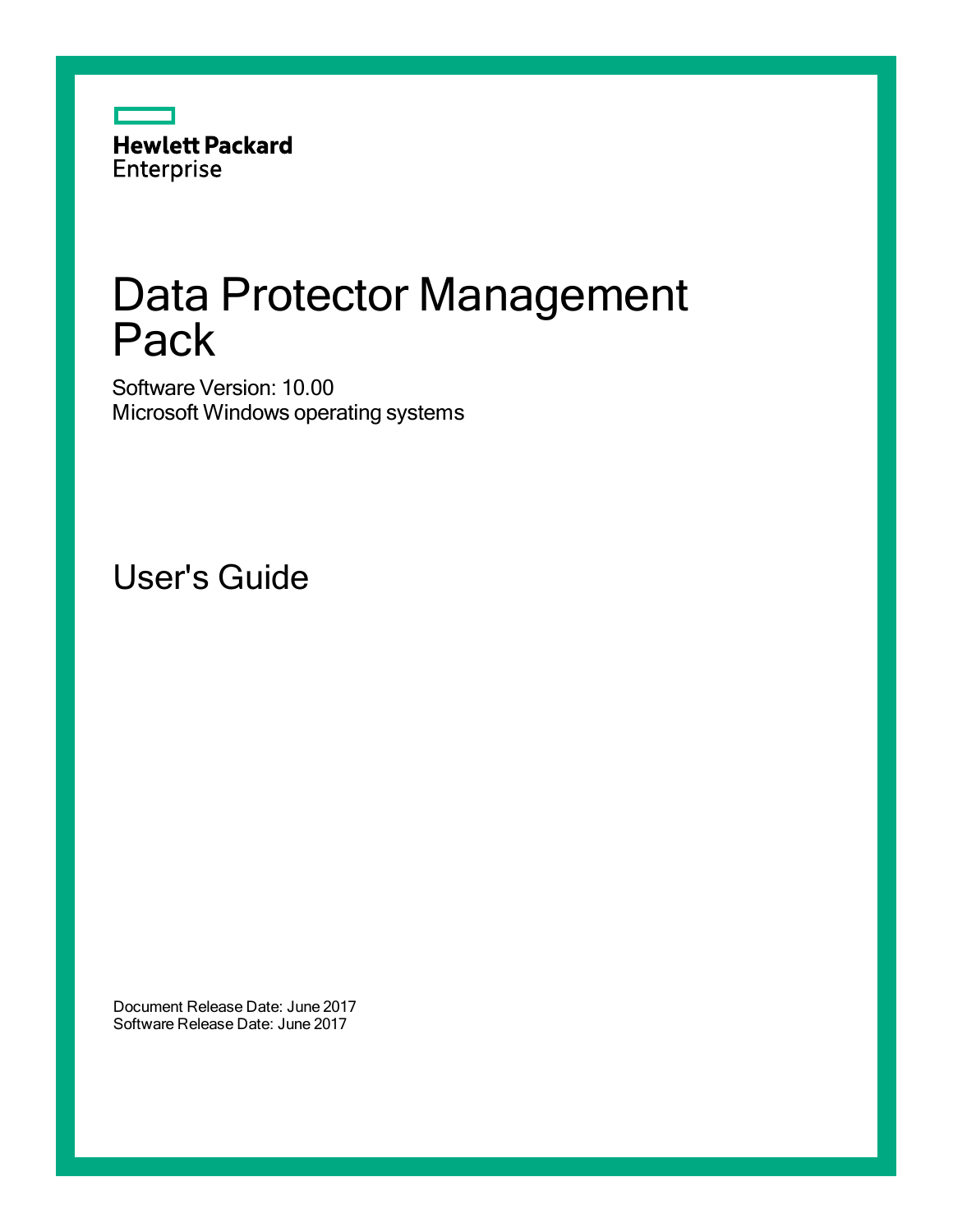Hewlett Packard Enterprise

# Data Protector Management Pack

Software Version: 10.00
Microsoft Windows operating systems

## User's Guide

Document Release Date: June 2017
Software Release Date: June 2017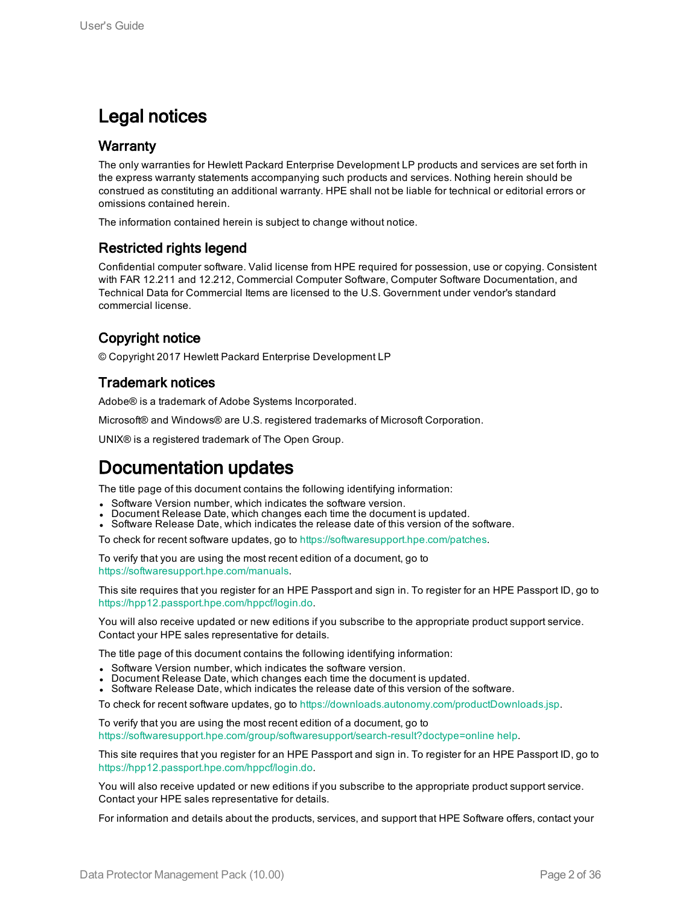# Legal notices

## Warranty

The only warranties for Hewlett Packard Enterprise Development LP products and services are set forth in the express warranty statements accompanying such products and services. Nothing herein should be construed as constituting an additional warranty. HPE shall not be liable for technical or editorial errors or omissions contained herein.

The information contained herein is subject to change without notice.

## Restricted rights legend

Confidential computer software. Valid license from HPE required for possession, use or copying. Consistent with FAR 12.211 and 12.212, Commercial Computer Software, Computer Software Documentation, and Technical Data for Commercial Items are licensed to the U.S. Government under vendor's standard commercial license.

## Copyright notice

© Copyright 2017 Hewlett Packard Enterprise Development LP

## Trademark notices

Adobe® is a trademark of Adobe Systems Incorporated.

Microsoft® and Windows® are U.S. registered trademarks of Microsoft Corporation.

UNIX® is a registered trademark of The Open Group.

# Documentation updates

The title page of this document contains the following identifying information:

- Software Version number, which indicates the software version.
- Document Release Date, which changes each time the document is updated.
- Software Release Date, which indicates the release date of this version of the software.

To check for recent software updates, go to https://softwaresupport.hpe.com/patches.

To verify that you are using the most recent edition of a document, go to https://softwaresupport.hpe.com/manuals.

This site requires that you register for an HPE Passport and sign in. To register for an HPE Passport ID, go to https://hpp12.passport.hpe.com/hppcf/login.do.

You will also receive updated or new editions if you subscribe to the appropriate product support service. Contact your HPE sales representative for details.

The title page of this document contains the following identifying information:

- Software Version number, which indicates the software version.
- Document Release Date, which changes each time the document is updated.
- Software Release Date, which indicates the release date of this version of the software.

To check for recent software updates, go to https://downloads.autonomy.com/productDownloads.jsp.

To verify that you are using the most recent edition of a document, go to https://softwaresupport.hpe.com/group/softwaresupport/search-result?doctype=online help.

This site requires that you register for an HPE Passport and sign in. To register for an HPE Passport ID, go to https://hpp12.passport.hpe.com/hppcf/login.do.

You will also receive updated or new editions if you subscribe to the appropriate product support service. Contact your HPE sales representative for details.

For information and details about the products, services, and support that HPE Software offers, contact your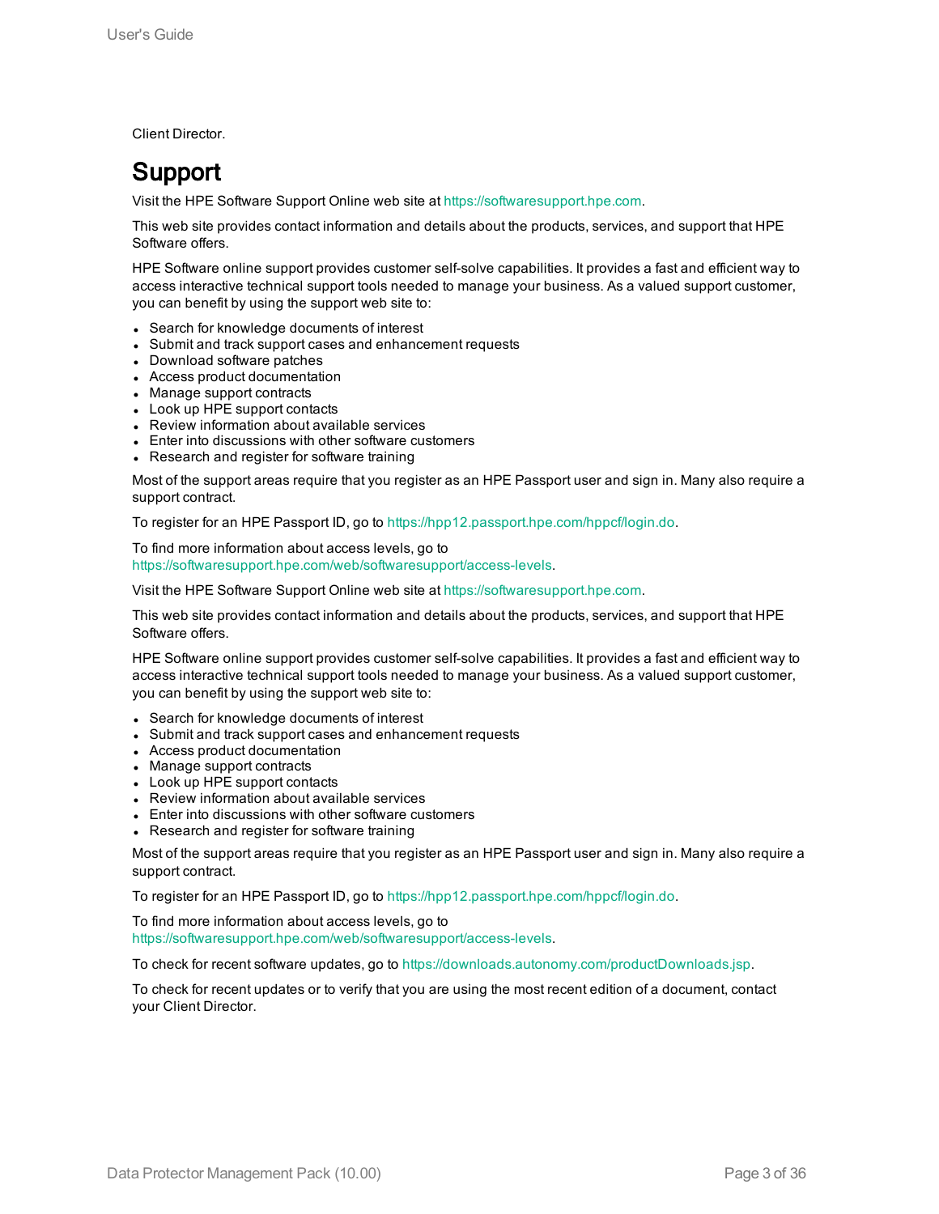Client Director.

# Support

Visit the HPE Software Support Online web site at https://softwaresupport.hpe.com.

This web site provides contact information and details about the products, services, and support that HPE Software offers.

HPE Software online support provides customer self-solve capabilities. It provides a fast and efficient way to access interactive technical support tools needed to manage your business. As a valued support customer, you can benefit by using the support web site to:

- Search for knowledge documents of interest
- Submit and track support cases and enhancement requests
- Download software patches
- Access product documentation
- Manage support contracts
- Look up HPE support contacts
- Review information about available services
- Enter into discussions with other software customers
- Research and register for software training

Most of the support areas require that you register as an HPE Passport user and sign in. Many also require a support contract.

To register for an HPE Passport ID, go to https://hpp12.passport.hpe.com/hppcf/login.do.

To find more information about access levels, go to https://softwaresupport.hpe.com/web/softwaresupport/access-levels.

Visit the HPE Software Support Online web site at https://softwaresupport.hpe.com.

This web site provides contact information and details about the products, services, and support that HPE Software offers.

HPE Software online support provides customer self-solve capabilities. It provides a fast and efficient way to access interactive technical support tools needed to manage your business. As a valued support customer, you can benefit by using the support web site to:

- Search for knowledge documents of interest
- Submit and track support cases and enhancement requests
- Access product documentation
- Manage support contracts
- Look up HPE support contacts
- Review information about available services
- Enter into discussions with other software customers
- Research and register for software training

Most of the support areas require that you register as an HPE Passport user and sign in. Many also require a support contract.

To register for an HPE Passport ID, go to https://hpp12.passport.hpe.com/hppcf/login.do.

To find more information about access levels, go to https://softwaresupport.hpe.com/web/softwaresupport/access-levels.

To check for recent software updates, go to https://downloads.autonomy.com/productDownloads.jsp.

To check for recent updates or to verify that you are using the most recent edition of a document, contact your Client Director.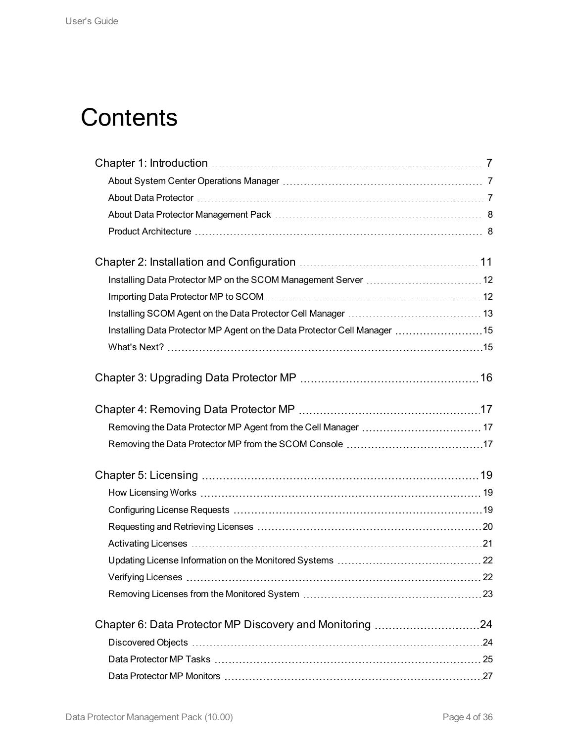# Contents

- Chapter 1: Introduction ... 7
  - About System Center Operations Manager ... 7
  - About Data Protector ... 7
  - About Data Protector Management Pack ... 8
  - Product Architecture ... 8
- Chapter 2: Installation and Configuration ... 11
  - Installing Data Protector MP on the SCOM Management Server ... 12
  - Importing Data Protector MP to SCOM ... 12
  - Installing SCOM Agent on the Data Protector Cell Manager ... 13
  - Installing Data Protector MP Agent on the Data Protector Cell Manager ... 15
  - What's Next? ... 15
- Chapter 3: Upgrading Data Protector MP ... 16
- Chapter 4: Removing Data Protector MP ... 17
  - Removing the Data Protector MP Agent from the Cell Manager ... 17
  - Removing the Data Protector MP from the SCOM Console ... 17
- Chapter 5: Licensing ... 19
  - How Licensing Works ... 19
  - Configuring License Requests ... 19
  - Requesting and Retrieving Licenses ... 20
  - Activating Licenses ... 21
  - Updating License Information on the Monitored Systems ... 22
  - Verifying Licenses ... 22
  - Removing Licenses from the Monitored System ... 23
- Chapter 6: Data Protector MP Discovery and Monitoring ... 24
  - Discovered Objects ... 24
  - Data Protector MP Tasks ... 25
  - Data Protector MP Monitors ... 27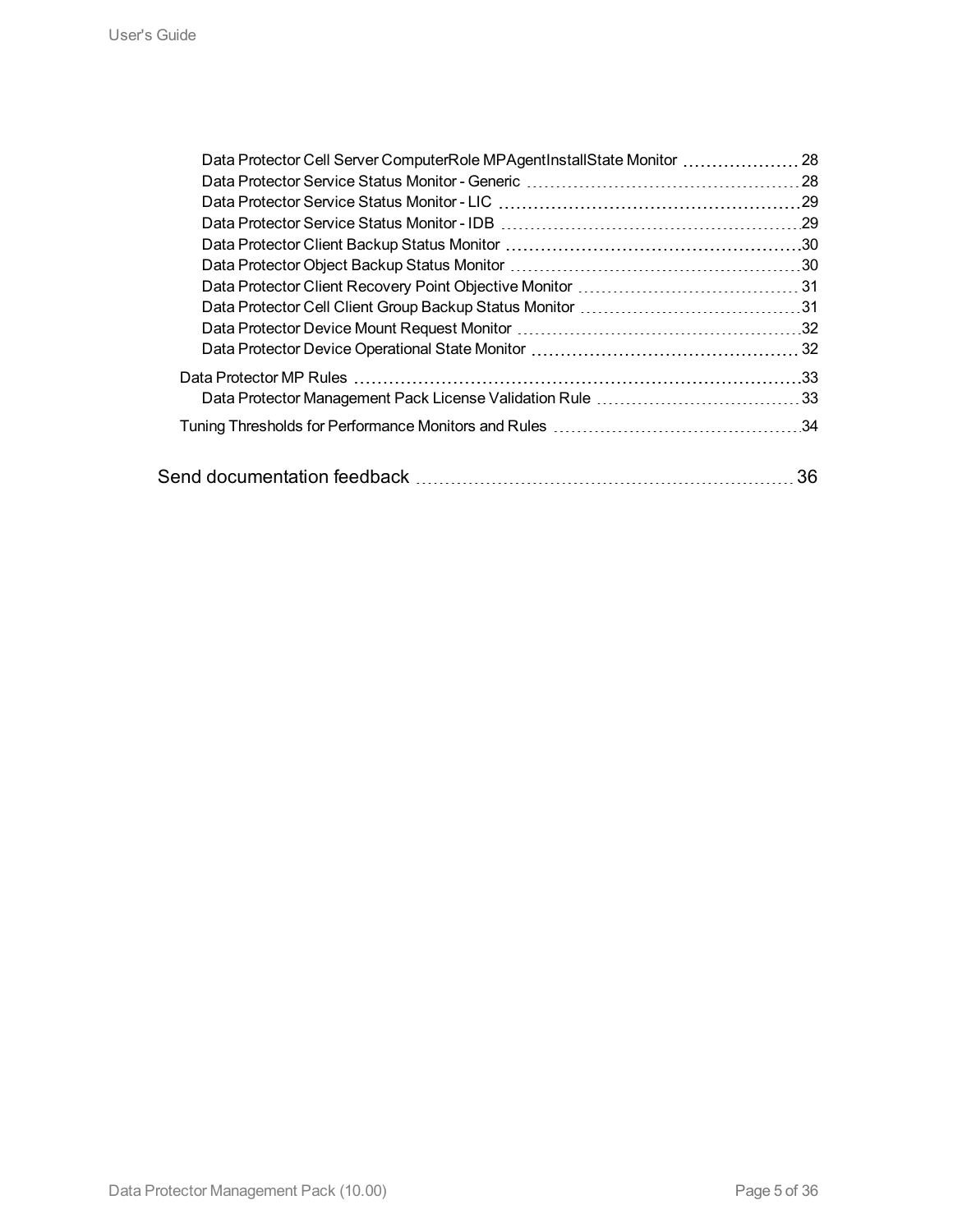- Data Protector Cell Server ComputerRole MPAgentInstallState Monitor 28
- Data Protector Service Status Monitor - Generic 28
- Data Protector Service Status Monitor - LIC 29
- Data Protector Service Status Monitor - IDB 29
- Data Protector Client Backup Status Monitor 30
- Data Protector Object Backup Status Monitor 30
- Data Protector Client Recovery Point Objective Monitor 31
- Data Protector Cell Client Group Backup Status Monitor 31
- Data Protector Device Mount Request Monitor 32
- Data Protector Device Operational State Monitor 32

Data Protector MP Rules 33

- Data Protector Management Pack License Validation Rule 33

Tuning Thresholds for Performance Monitors and Rules 34

Send documentation feedback 36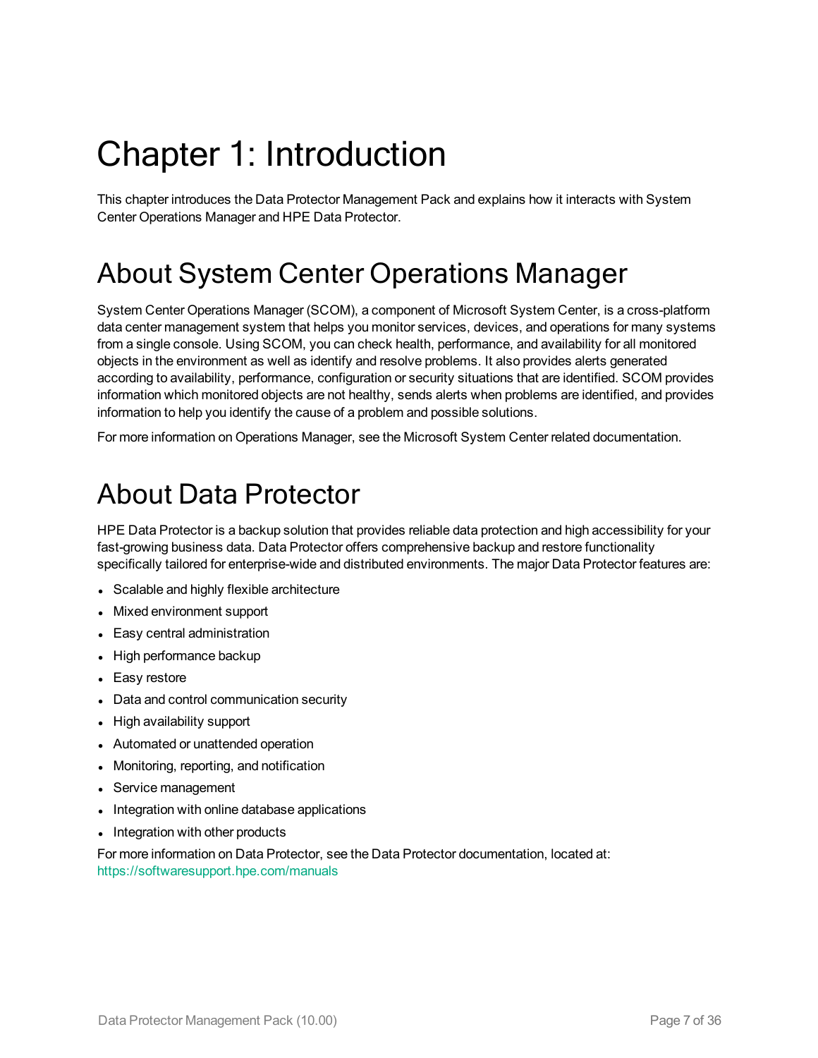# Chapter 1: Introduction

This chapter introduces the Data Protector Management Pack and explains how it interacts with System Center Operations Manager and HPE Data Protector.

## About System Center Operations Manager

System Center Operations Manager (SCOM), a component of Microsoft System Center, is a cross-platform data center management system that helps you monitor services, devices, and operations for many systems from a single console. Using SCOM, you can check health, performance, and availability for all monitored objects in the environment as well as identify and resolve problems. It also provides alerts generated according to availability, performance, configuration or security situations that are identified. SCOM provides information which monitored objects are not healthy, sends alerts when problems are identified, and provides information to help you identify the cause of a problem and possible solutions.

For more information on Operations Manager, see the Microsoft System Center related documentation.

## About Data Protector

HPE Data Protector is a backup solution that provides reliable data protection and high accessibility for your fast-growing business data. Data Protector offers comprehensive backup and restore functionality specifically tailored for enterprise-wide and distributed environments. The major Data Protector features are:

- Scalable and highly flexible architecture
- Mixed environment support
- Easy central administration
- High performance backup
- Easy restore
- Data and control communication security
- High availability support
- Automated or unattended operation
- Monitoring, reporting, and notification
- Service management
- Integration with online database applications
- Integration with other products

For more information on Data Protector, see the Data Protector documentation, located at: https://softwaresupport.hpe.com/manuals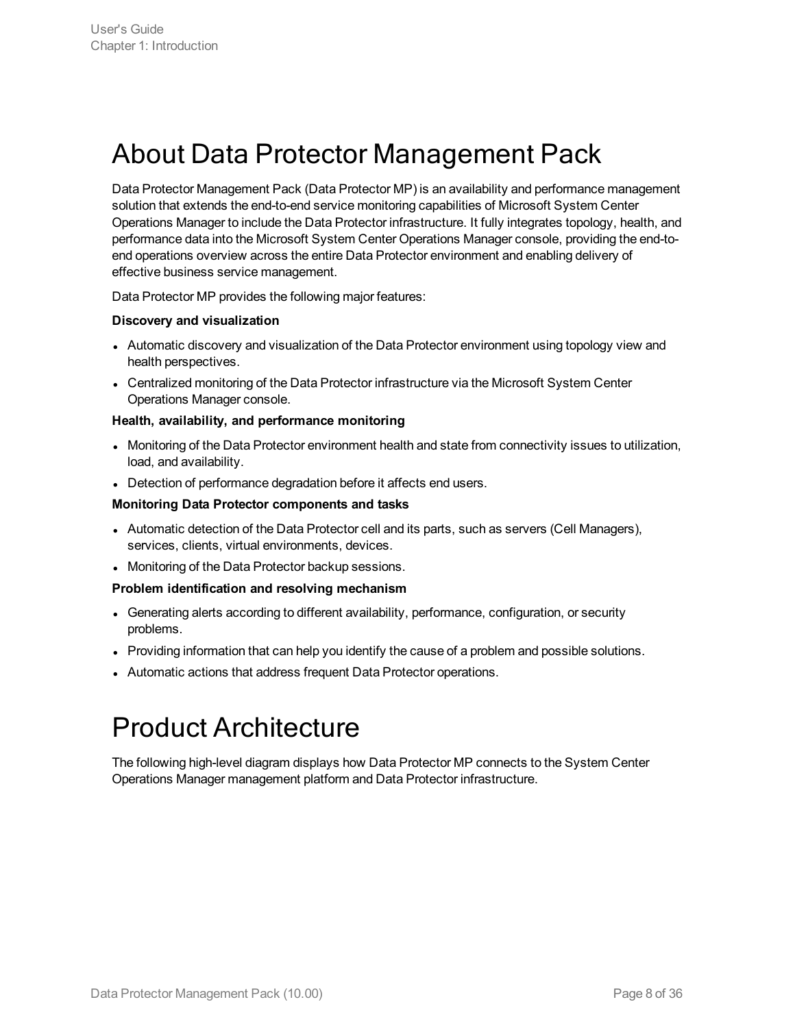# About Data Protector Management Pack

Data Protector Management Pack (Data Protector MP) is an availability and performance management solution that extends the end-to-end service monitoring capabilities of Microsoft System Center Operations Manager to include the Data Protector infrastructure. It fully integrates topology, health, and performance data into the Microsoft System Center Operations Manager console, providing the end-to-end operations overview across the entire Data Protector environment and enabling delivery of effective business service management.

Data Protector MP provides the following major features:

**Discovery and visualization**

- Automatic discovery and visualization of the Data Protector environment using topology view and health perspectives.
- Centralized monitoring of the Data Protector infrastructure via the Microsoft System Center Operations Manager console.

**Health, availability, and performance monitoring**

- Monitoring of the Data Protector environment health and state from connectivity issues to utilization, load, and availability.
- Detection of performance degradation before it affects end users.

**Monitoring Data Protector components and tasks**

- Automatic detection of the Data Protector cell and its parts, such as servers (Cell Managers), services, clients, virtual environments, devices.
- Monitoring of the Data Protector backup sessions.

**Problem identification and resolving mechanism**

- Generating alerts according to different availability, performance, configuration, or security problems.
- Providing information that can help you identify the cause of a problem and possible solutions.
- Automatic actions that address frequent Data Protector operations.

# Product Architecture

The following high-level diagram displays how Data Protector MP connects to the System Center Operations Manager management platform and Data Protector infrastructure.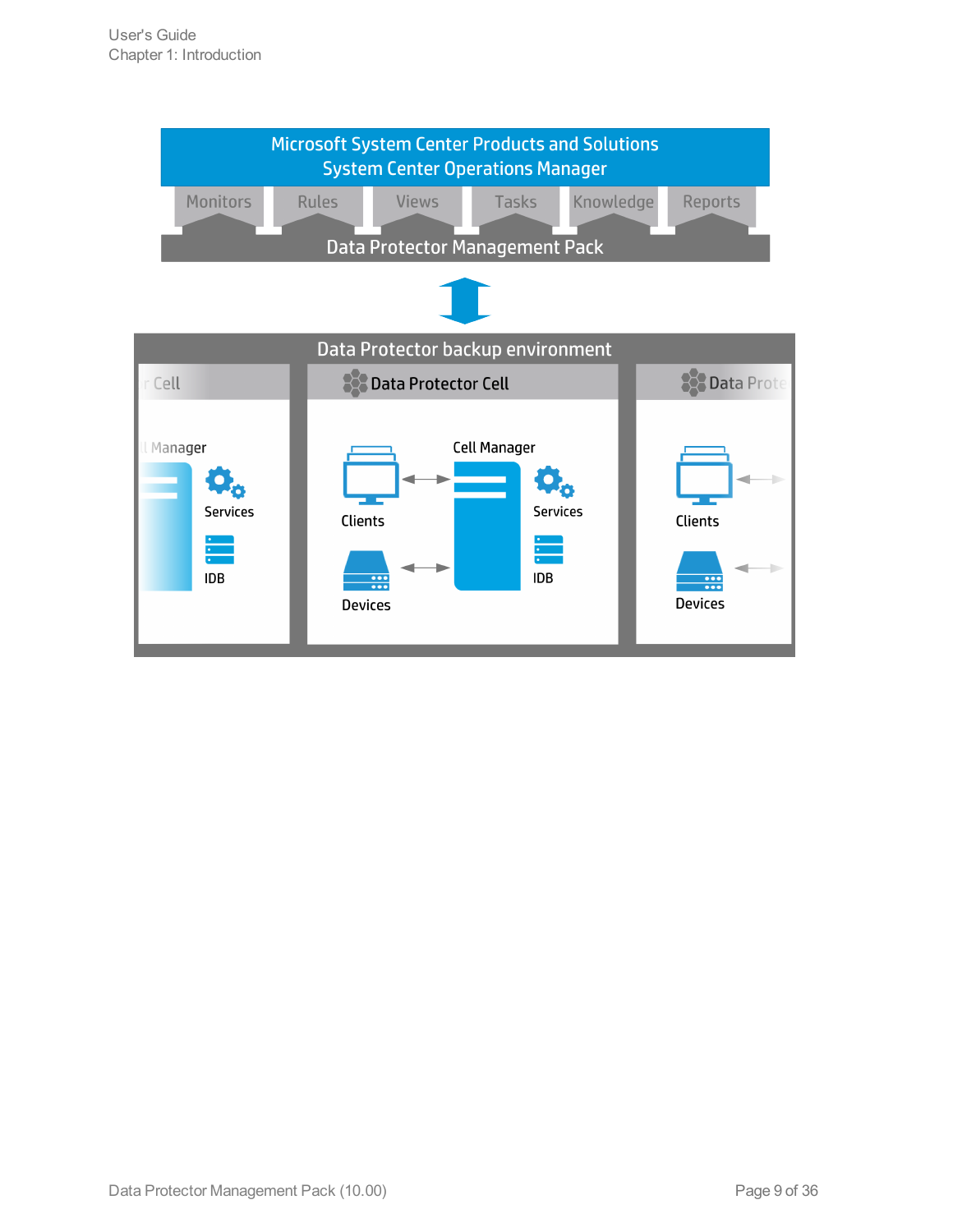Microsoft System Center Products and Solutions
System Center Operations Manager

Monitors | Rules | Views | Tasks | Knowledge | Reports

Data Protector Management Pack

Data Protector backup environment

Data Protector Cell

Clients

Cell Manager

Services

IDB

Devices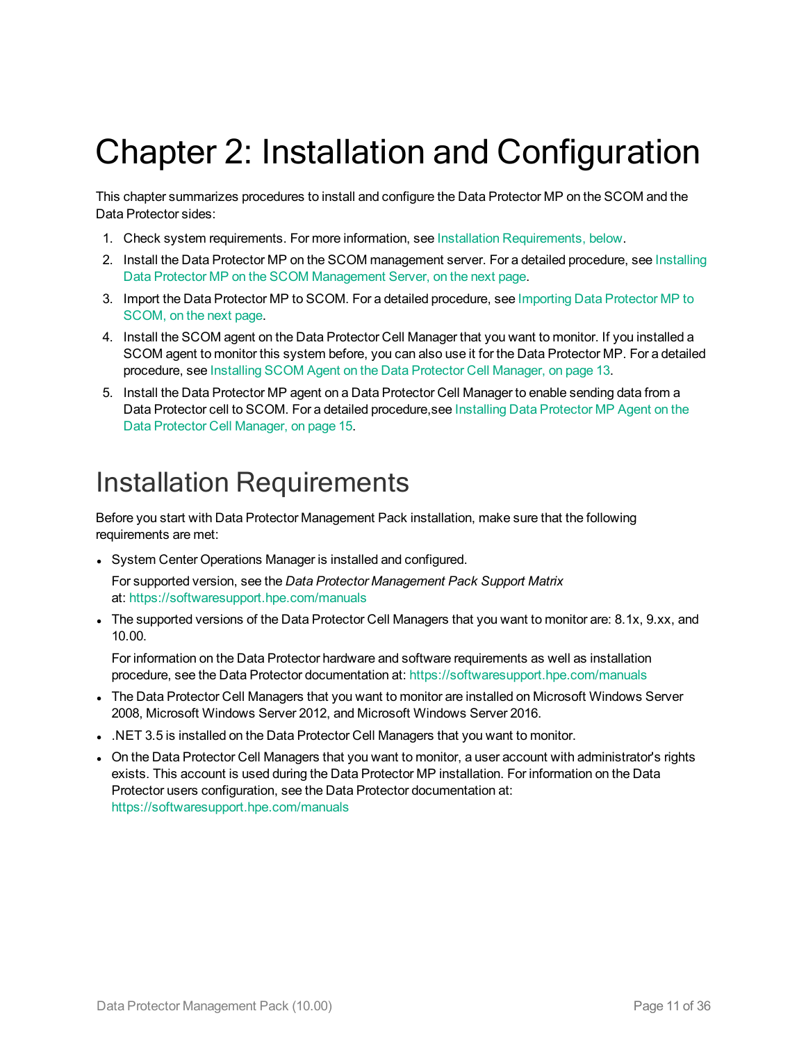# Chapter 2: Installation and Configuration

This chapter summarizes procedures to install and configure the Data Protector MP on the SCOM and the Data Protector sides:

1. Check system requirements. For more information, see Installation Requirements, below.
2. Install the Data Protector MP on the SCOM management server. For a detailed procedure, see Installing Data Protector MP on the SCOM Management Server, on the next page.
3. Import the Data Protector MP to SCOM. For a detailed procedure, see Importing Data Protector MP to SCOM, on the next page.
4. Install the SCOM agent on the Data Protector Cell Manager that you want to monitor. If you installed a SCOM agent to monitor this system before, you can also use it for the Data Protector MP. For a detailed procedure, see Installing SCOM Agent on the Data Protector Cell Manager, on page 13.
5. Install the Data Protector MP agent on a Data Protector Cell Manager to enable sending data from a Data Protector cell to SCOM. For a detailed procedure,see Installing Data Protector MP Agent on the Data Protector Cell Manager, on page 15.

## Installation Requirements

Before you start with Data Protector Management Pack installation, make sure that the following requirements are met:

- System Center Operations Manager is installed and configured.

  For supported version, see the *Data Protector Management Pack Support Matrix* at: https://softwaresupport.hpe.com/manuals

- The supported versions of the Data Protector Cell Managers that you want to monitor are: 8.1x, 9.xx, and 10.00.

  For information on the Data Protector hardware and software requirements as well as installation procedure, see the Data Protector documentation at: https://softwaresupport.hpe.com/manuals

- The Data Protector Cell Managers that you want to monitor are installed on Microsoft Windows Server 2008, Microsoft Windows Server 2012, and Microsoft Windows Server 2016.
- .NET 3.5 is installed on the Data Protector Cell Managers that you want to monitor.
- On the Data Protector Cell Managers that you want to monitor, a user account with administrator's rights exists. This account is used during the Data Protector MP installation. For information on the Data Protector users configuration, see the Data Protector documentation at: https://softwaresupport.hpe.com/manuals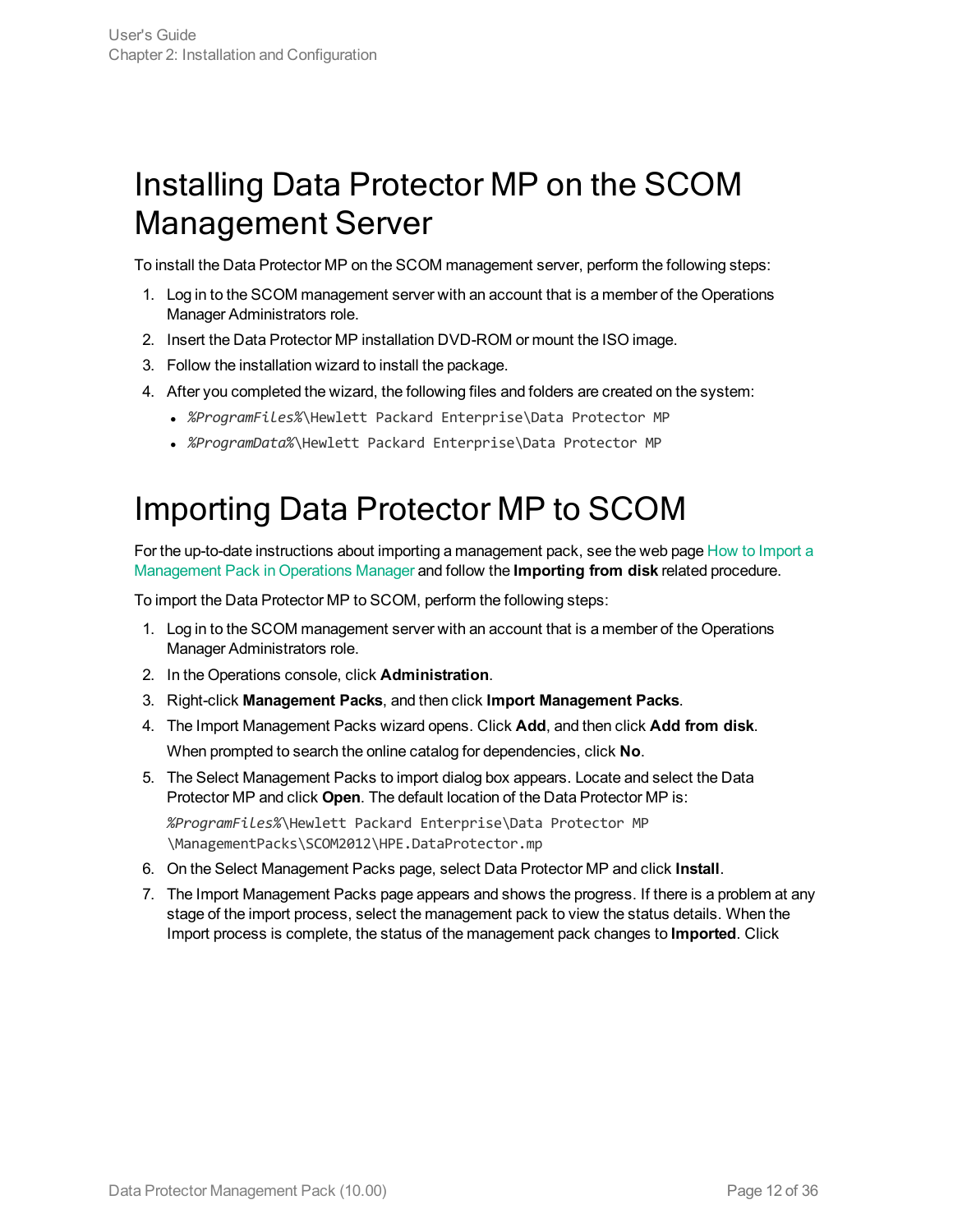# Installing Data Protector MP on the SCOM Management Server

To install the Data Protector MP on the SCOM management server, perform the following steps:

1. Log in to the SCOM management server with an account that is a member of the Operations Manager Administrators role.
2. Insert the Data Protector MP installation DVD-ROM or mount the ISO image.
3. Follow the installation wizard to install the package.
4. After you completed the wizard, the following files and folders are created on the system:
   - `%ProgramFiles%\Hewlett Packard Enterprise\Data Protector MP`
   - `%ProgramData%\Hewlett Packard Enterprise\Data Protector MP`

# Importing Data Protector MP to SCOM

For the up-to-date instructions about importing a management pack, see the web page How to Import a Management Pack in Operations Manager and follow the **Importing from disk** related procedure.

To import the Data Protector MP to SCOM, perform the following steps:

1. Log in to the SCOM management server with an account that is a member of the Operations Manager Administrators role.
2. In the Operations console, click **Administration**.
3. Right-click **Management Packs**, and then click **Import Management Packs**.
4. The Import Management Packs wizard opens. Click **Add**, and then click **Add from disk**.

   When prompted to search the online catalog for dependencies, click **No**.
5. The Select Management Packs to import dialog box appears. Locate and select the Data Protector MP and click **Open**. The default location of the Data Protector MP is:

   `%ProgramFiles%\Hewlett Packard Enterprise\Data Protector MP \ManagementPacks\SCOM2012\HPE.DataProtector.mp`
6. On the Select Management Packs page, select Data Protector MP and click **Install**.
7. The Import Management Packs page appears and shows the progress. If there is a problem at any stage of the import process, select the management pack to view the status details. When the Import process is complete, the status of the management pack changes to **Imported**. Click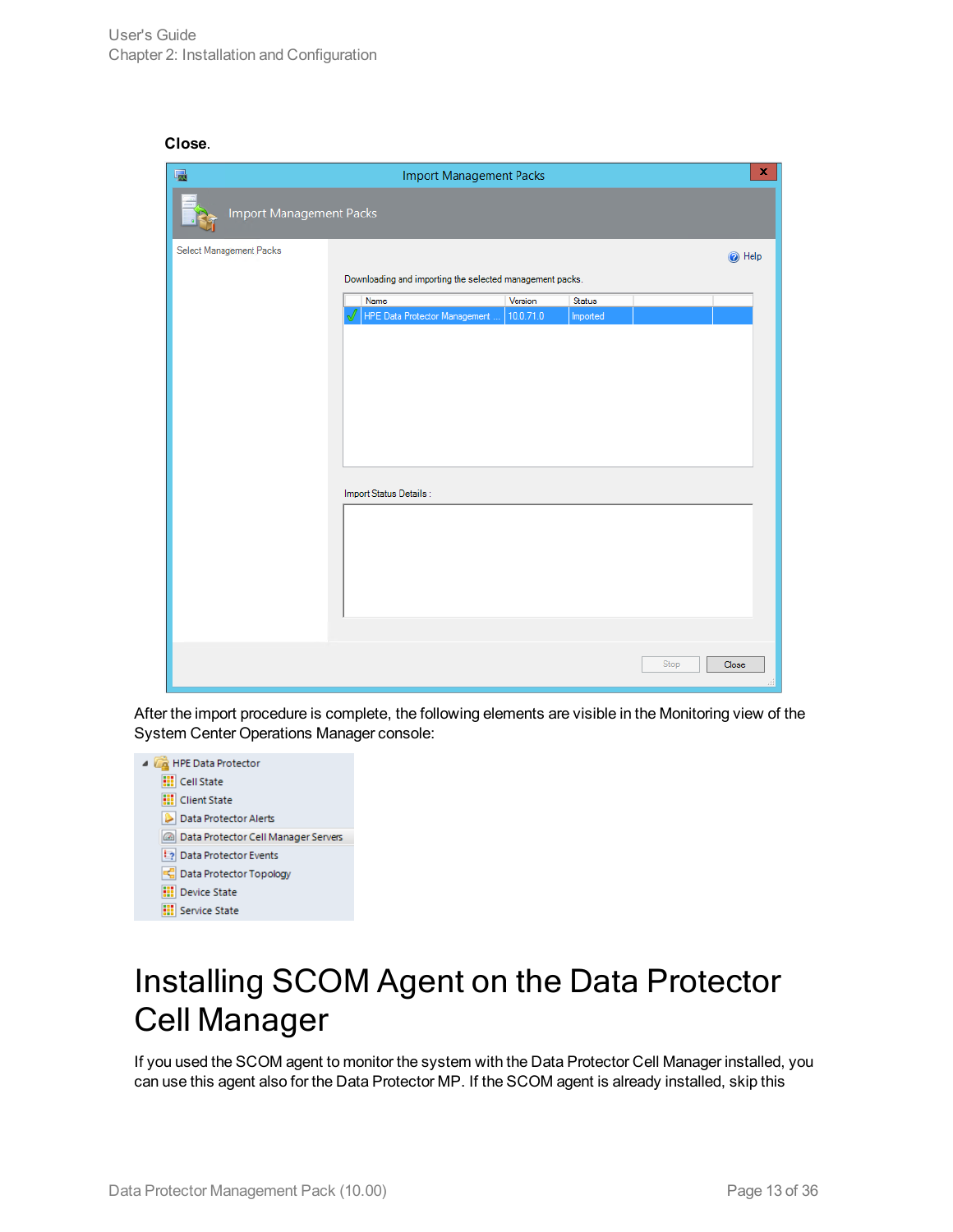**Close**.

After the import procedure is complete, the following elements are visible in the Monitoring view of the System Center Operations Manager console:

# Installing SCOM Agent on the Data Protector Cell Manager

If you used the SCOM agent to monitor the system with the Data Protector Cell Manager installed, you can use this agent also for the Data Protector MP. If the SCOM agent is already installed, skip this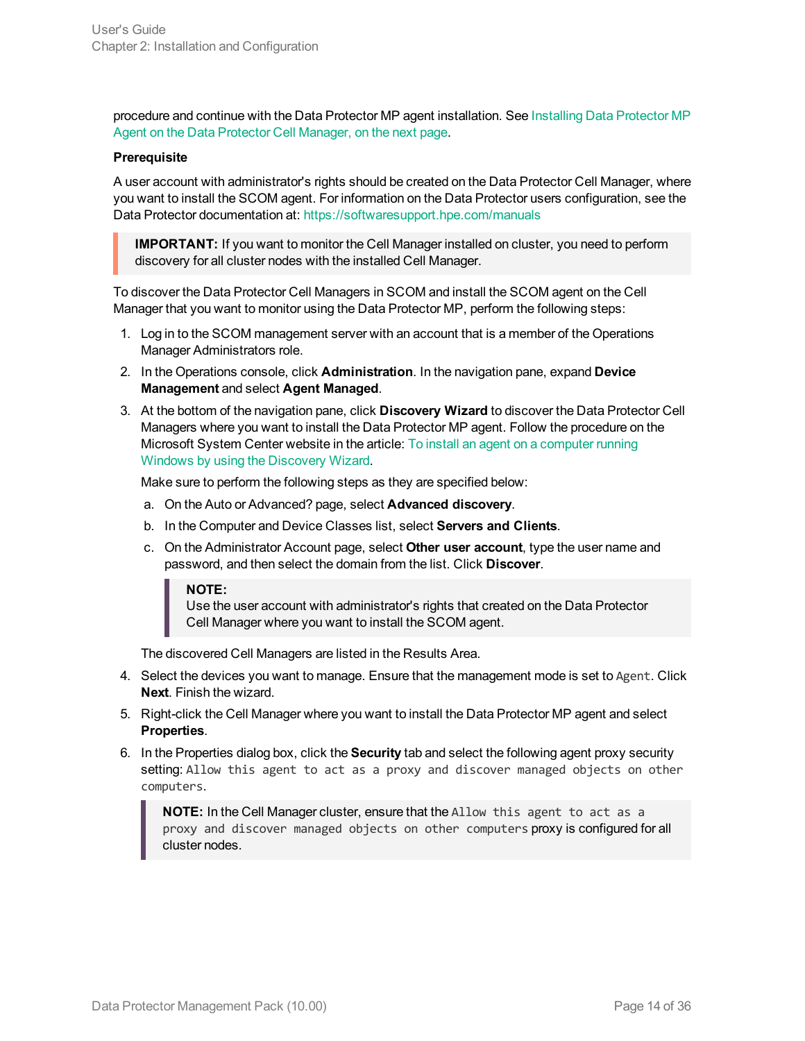procedure and continue with the Data Protector MP agent installation. See Installing Data Protector MP Agent on the Data Protector Cell Manager, on the next page.

**Prerequisite**

A user account with administrator's rights should be created on the Data Protector Cell Manager, where you want to install the SCOM agent. For information on the Data Protector users configuration, see the Data Protector documentation at: https://softwaresupport.hpe.com/manuals

> **IMPORTANT:** If you want to monitor the Cell Manager installed on cluster, you need to perform discovery for all cluster nodes with the installed Cell Manager.

To discover the Data Protector Cell Managers in SCOM and install the SCOM agent on the Cell Manager that you want to monitor using the Data Protector MP, perform the following steps:

1. Log in to the SCOM management server with an account that is a member of the Operations Manager Administrators role.
2. In the Operations console, click **Administration**. In the navigation pane, expand **Device Management** and select **Agent Managed**.
3. At the bottom of the navigation pane, click **Discovery Wizard** to discover the Data Protector Cell Managers where you want to install the Data Protector MP agent. Follow the procedure on the Microsoft System Center website in the article: To install an agent on a computer running Windows by using the Discovery Wizard.

   Make sure to perform the following steps as they are specified below:

   a. On the Auto or Advanced? page, select **Advanced discovery**.
   b. In the Computer and Device Classes list, select **Servers and Clients**.
   c. On the Administrator Account page, select **Other user account**, type the user name and password, and then select the domain from the list. Click **Discover**.

      > **NOTE:**
      > Use the user account with administrator's rights that created on the Data Protector Cell Manager where you want to install the SCOM agent.

   The discovered Cell Managers are listed in the Results Area.

4. Select the devices you want to manage. Ensure that the management mode is set to `Agent`. Click **Next**. Finish the wizard.
5. Right-click the Cell Manager where you want to install the Data Protector MP agent and select **Properties**.
6. In the Properties dialog box, click the **Security** tab and select the following agent proxy security setting: `Allow this agent to act as a proxy and discover managed objects on other computers`.

   > **NOTE:** In the Cell Manager cluster, ensure that the `Allow this agent to act as a proxy and discover managed objects on other computers` proxy is configured for all cluster nodes.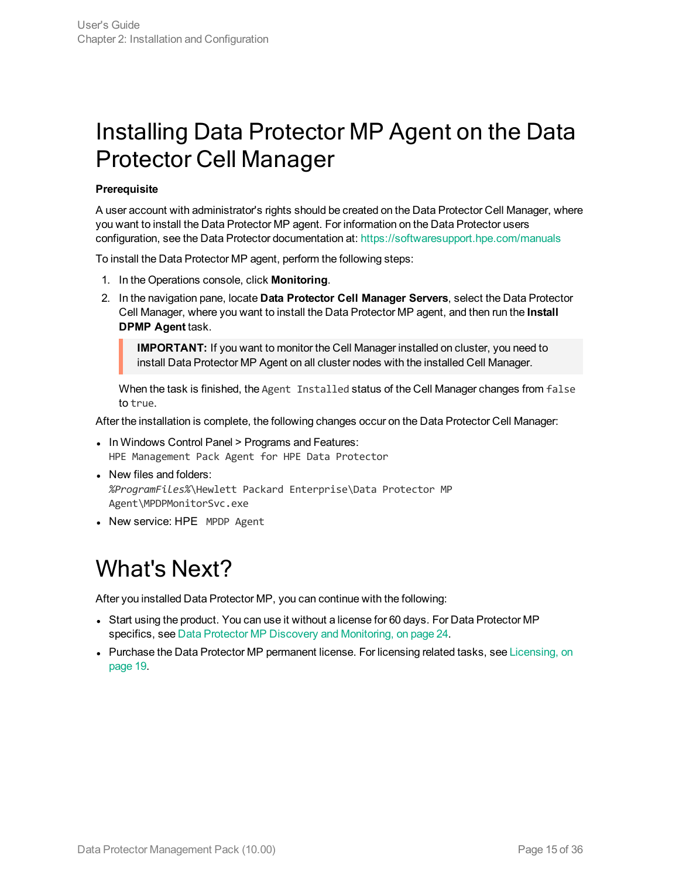# Installing Data Protector MP Agent on the Data Protector Cell Manager

**Prerequisite**

A user account with administrator's rights should be created on the Data Protector Cell Manager, where you want to install the Data Protector MP agent. For information on the Data Protector users configuration, see the Data Protector documentation at: https://softwaresupport.hpe.com/manuals

To install the Data Protector MP agent, perform the following steps:

1. In the Operations console, click **Monitoring**.
2. In the navigation pane, locate **Data Protector Cell Manager Servers**, select the Data Protector Cell Manager, where you want to install the Data Protector MP agent, and then run the **Install DPMP Agent** task.

   > **IMPORTANT:** If you want to monitor the Cell Manager installed on cluster, you need to install Data Protector MP Agent on all cluster nodes with the installed Cell Manager.

   When the task is finished, the `Agent Installed` status of the Cell Manager changes from `false` to `true`.

After the installation is complete, the following changes occur on the Data Protector Cell Manager:

- In Windows Control Panel > Programs and Features:
  `HPE Management Pack Agent for HPE Data Protector`
- New files and folders:
  `%ProgramFiles%\Hewlett Packard Enterprise\Data Protector MP Agent\MPDPMonitorSvc.exe`
- New service: HPE `MPDP Agent`

# What's Next?

After you installed Data Protector MP, you can continue with the following:

- Start using the product. You can use it without a license for 60 days. For Data Protector MP specifics, see Data Protector MP Discovery and Monitoring, on page 24.
- Purchase the Data Protector MP permanent license. For licensing related tasks, see Licensing, on page 19.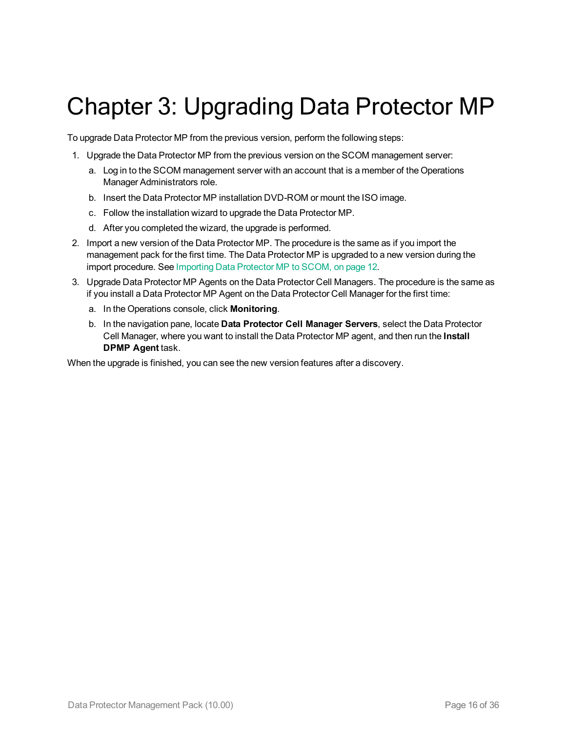# Chapter 3: Upgrading Data Protector MP

To upgrade Data Protector MP from the previous version, perform the following steps:

1. Upgrade the Data Protector MP from the previous version on the SCOM management server:
   a. Log in to the SCOM management server with an account that is a member of the Operations Manager Administrators role.
   b. Insert the Data Protector MP installation DVD-ROM or mount the ISO image.
   c. Follow the installation wizard to upgrade the Data Protector MP.
   d. After you completed the wizard, the upgrade is performed.
2. Import a new version of the Data Protector MP. The procedure is the same as if you import the management pack for the first time. The Data Protector MP is upgraded to a new version during the import procedure. See Importing Data Protector MP to SCOM, on page 12.
3. Upgrade Data Protector MP Agents on the Data Protector Cell Managers. The procedure is the same as if you install a Data Protector MP Agent on the Data Protector Cell Manager for the first time:
   a. In the Operations console, click **Monitoring**.
   b. In the navigation pane, locate **Data Protector Cell Manager Servers**, select the Data Protector Cell Manager, where you want to install the Data Protector MP agent, and then run the **Install DPMP Agent** task.

When the upgrade is finished, you can see the new version features after a discovery.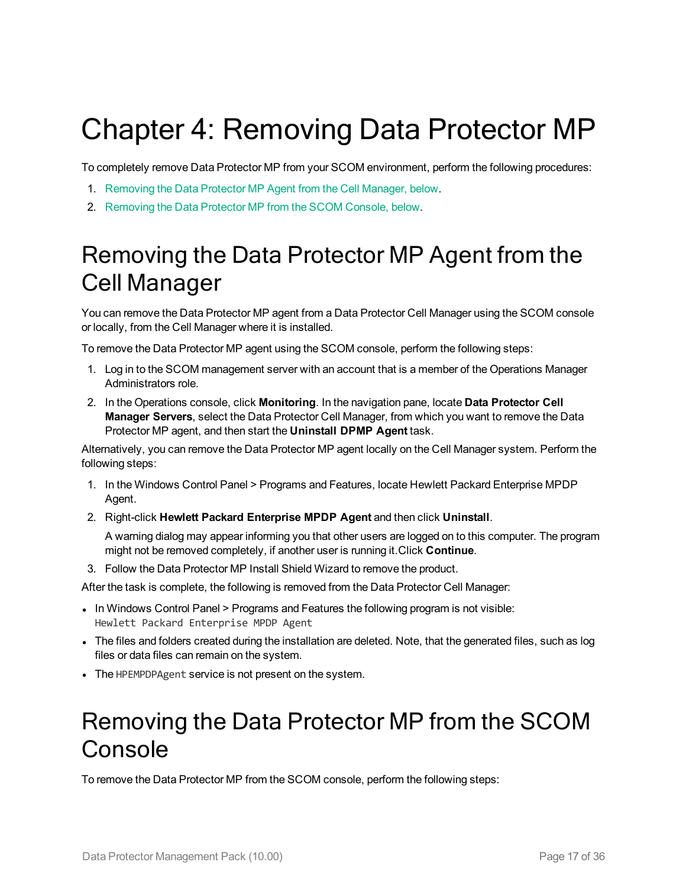# Chapter 4: Removing Data Protector MP

To completely remove Data Protector MP from your SCOM environment, perform the following procedures:

1. Removing the Data Protector MP Agent from the Cell Manager, below.
2. Removing the Data Protector MP from the SCOM Console, below.

## Removing the Data Protector MP Agent from the Cell Manager

You can remove the Data Protector MP agent from a Data Protector Cell Manager using the SCOM console or locally, from the Cell Manager where it is installed.

To remove the Data Protector MP agent using the SCOM console, perform the following steps:

1. Log in to the SCOM management server with an account that is a member of the Operations Manager Administrators role.
2. In the Operations console, click **Monitoring**. In the navigation pane, locate **Data Protector Cell Manager Servers**, select the Data Protector Cell Manager, from which you want to remove the Data Protector MP agent, and then start the **Uninstall DPMP Agent** task.

Alternatively, you can remove the Data Protector MP agent locally on the Cell Manager system. Perform the following steps:

1. In the Windows Control Panel > Programs and Features, locate Hewlett Packard Enterprise MPDP Agent.
2. Right-click **Hewlett Packard Enterprise MPDP Agent** and then click **Uninstall**.

   A warning dialog may appear informing you that other users are logged on to this computer. The program might not be removed completely, if another user is running it.Click **Continue**.
3. Follow the Data Protector MP Install Shield Wizard to remove the product.

After the task is complete, the following is removed from the Data Protector Cell Manager:

- In Windows Control Panel > Programs and Features the following program is not visible: `Hewlett Packard Enterprise MPDP Agent`
- The files and folders created during the installation are deleted. Note, that the generated files, such as log files or data files can remain on the system.
- The `HPEMPDPAgent` service is not present on the system.

## Removing the Data Protector MP from the SCOM Console

To remove the Data Protector MP from the SCOM console, perform the following steps: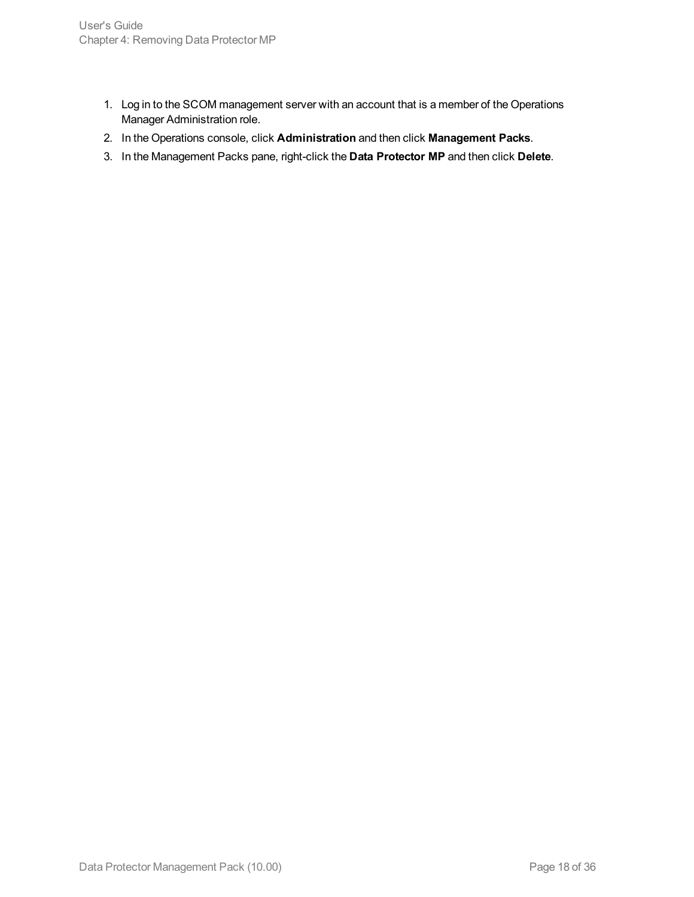1. Log in to the SCOM management server with an account that is a member of the Operations Manager Administration role.
2. In the Operations console, click **Administration** and then click **Management Packs**.
3. In the Management Packs pane, right-click the **Data Protector MP** and then click **Delete**.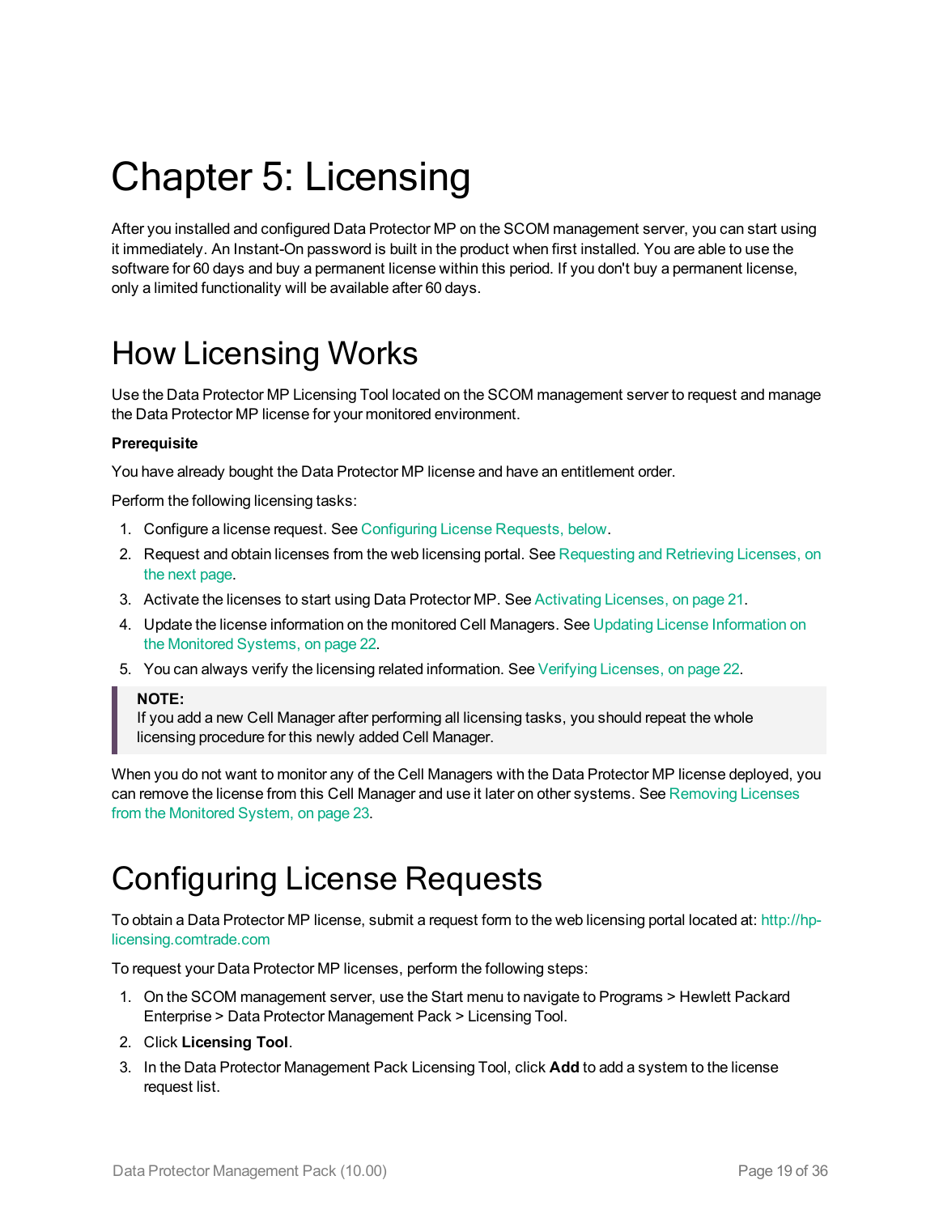# Chapter 5: Licensing

After you installed and configured Data Protector MP on the SCOM management server, you can start using it immediately. An Instant-On password is built in the product when first installed. You are able to use the software for 60 days and buy a permanent license within this period. If you don't buy a permanent license, only a limited functionality will be available after 60 days.

## How Licensing Works

Use the Data Protector MP Licensing Tool located on the SCOM management server to request and manage the Data Protector MP license for your monitored environment.

**Prerequisite**

You have already bought the Data Protector MP license and have an entitlement order.

Perform the following licensing tasks:

1. Configure a license request. See Configuring License Requests, below.
2. Request and obtain licenses from the web licensing portal. See Requesting and Retrieving Licenses, on the next page.
3. Activate the licenses to start using Data Protector MP. See Activating Licenses, on page 21.
4. Update the license information on the monitored Cell Managers. See Updating License Information on the Monitored Systems, on page 22.
5. You can always verify the licensing related information. See Verifying Licenses, on page 22.

> **NOTE:**
> If you add a new Cell Manager after performing all licensing tasks, you should repeat the whole licensing procedure for this newly added Cell Manager.

When you do not want to monitor any of the Cell Managers with the Data Protector MP license deployed, you can remove the license from this Cell Manager and use it later on other systems. See Removing Licenses from the Monitored System, on page 23.

## Configuring License Requests

To obtain a Data Protector MP license, submit a request form to the web licensing portal located at: http://hp-licensing.comtrade.com

To request your Data Protector MP licenses, perform the following steps:

1. On the SCOM management server, use the Start menu to navigate to Programs > Hewlett Packard Enterprise > Data Protector Management Pack > Licensing Tool.
2. Click **Licensing Tool**.
3. In the Data Protector Management Pack Licensing Tool, click **Add** to add a system to the license request list.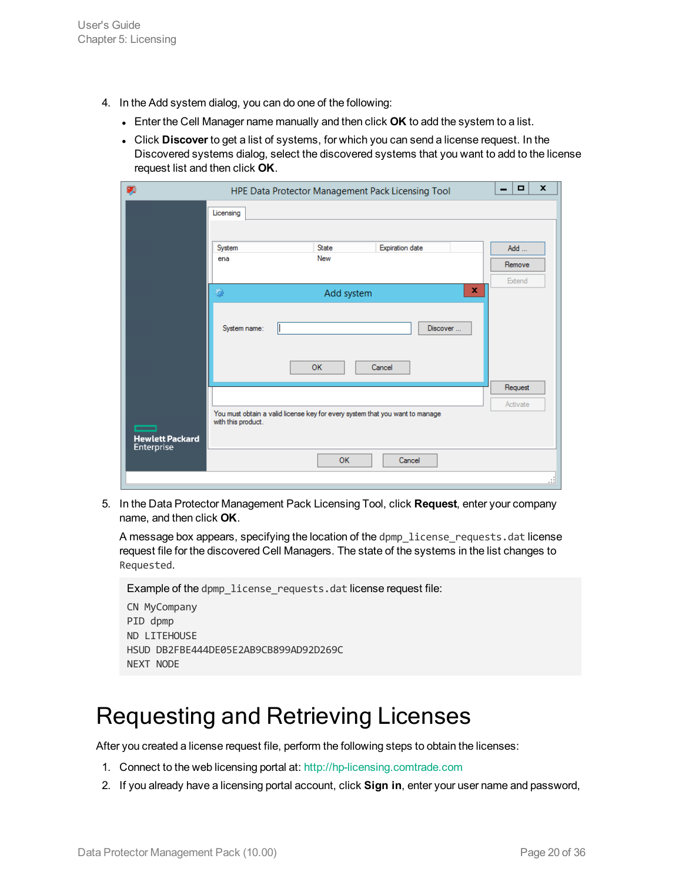4. In the Add system dialog, you can do one of the following:
   - Enter the Cell Manager name manually and then click **OK** to add the system to a list.
   - Click **Discover** to get a list of systems, for which you can send a license request. In the Discovered systems dialog, select the discovered systems that you want to add to the license request list and then click **OK**.

5. In the Data Protector Management Pack Licensing Tool, click **Request**, enter your company name, and then click **OK**.

   A message box appears, specifying the location of the `dpmp_license_requests.dat` license request file for the discovered Cell Managers. The state of the systems in the list changes to `Requested`.

   Example of the `dpmp_license_requests.dat` license request file:

   ```
   CN MyCompany
   PID dpmp
   ND LITEHOUSE
   HSUD DB2FBE444DE05E2AB9CB899AD92D269C
   NEXT NODE
   ```

# Requesting and Retrieving Licenses

After you created a license request file, perform the following steps to obtain the licenses:

1. Connect to the web licensing portal at: http://hp-licensing.comtrade.com
2. If you already have a licensing portal account, click **Sign in**, enter your user name and password,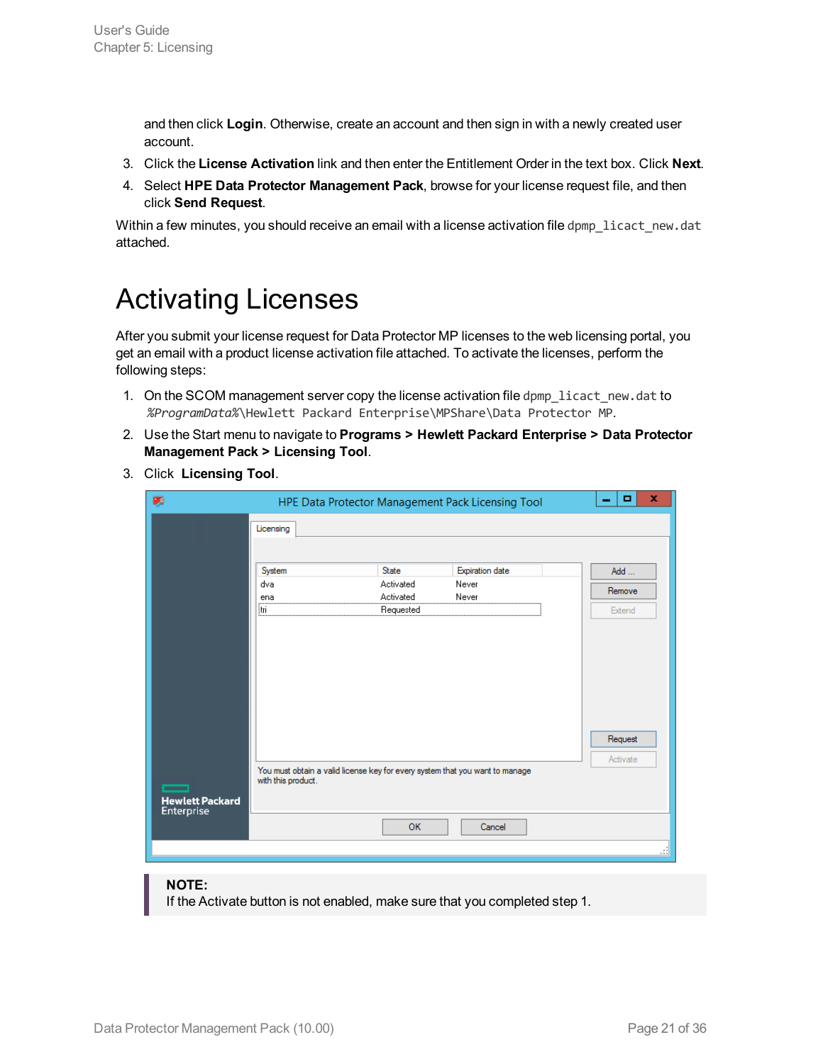and then click **Login**. Otherwise, create an account and then sign in with a newly created user account.

3. Click the **License Activation** link and then enter the Entitlement Order in the text box. Click **Next**.
4. Select **HPE Data Protector Management Pack**, browse for your license request file, and then click **Send Request**.

Within a few minutes, you should receive an email with a license activation file `dpmp_licact_new.dat` attached.

# Activating Licenses

After you submit your license request for Data Protector MP licenses to the web licensing portal, you get an email with a product license activation file attached. To activate the licenses, perform the following steps:

1. On the SCOM management server copy the license activation file `dpmp_licact_new.dat` to `%ProgramData%\Hewlett Packard Enterprise\MPShare\Data Protector MP`.
2. Use the Start menu to navigate to **Programs > Hewlett Packard Enterprise > Data Protector Management Pack > Licensing Tool**.
3. Click **Licensing Tool**.

> **NOTE:**
> If the Activate button is not enabled, make sure that you completed step 1.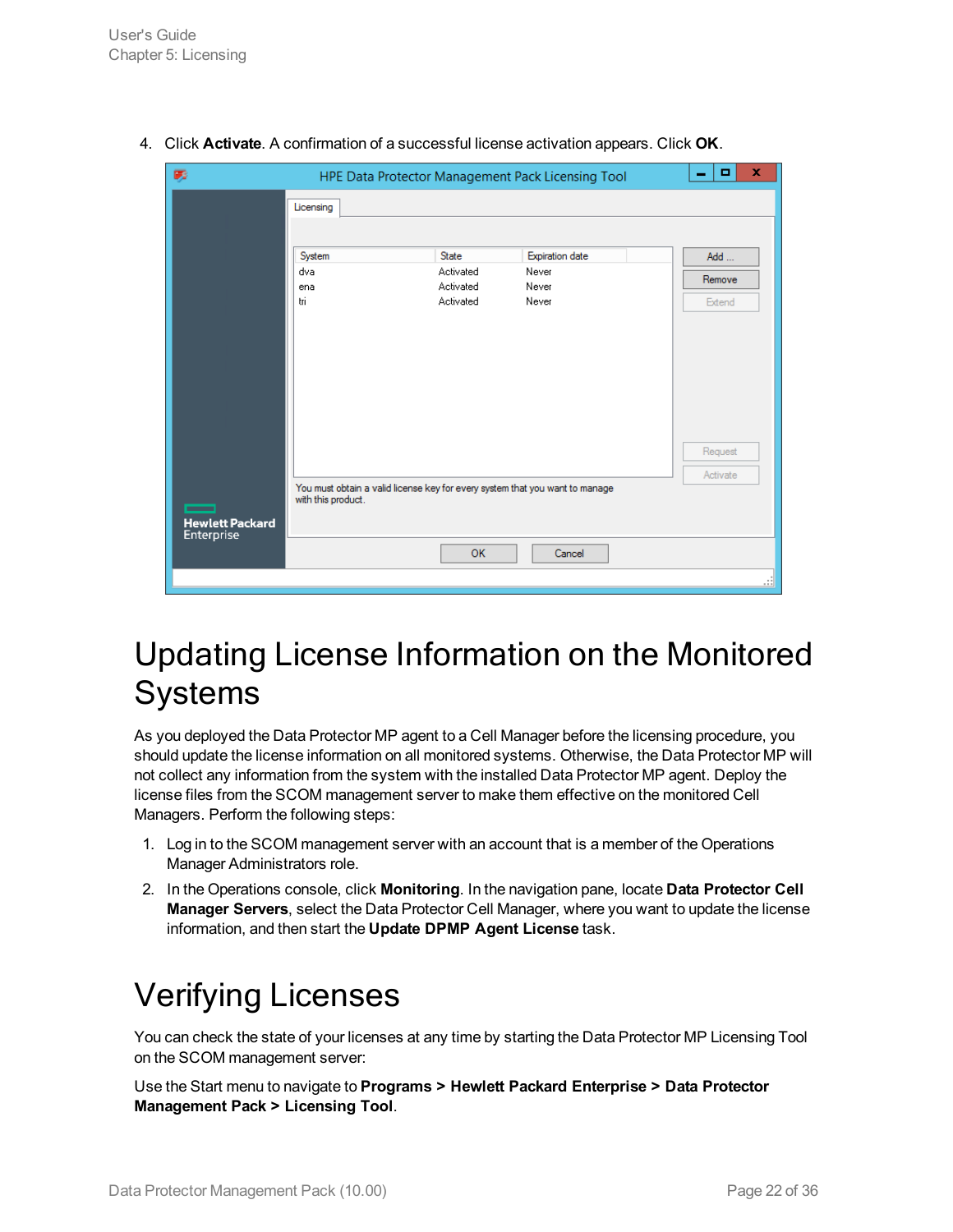4. Click **Activate**. A confirmation of a successful license activation appears. Click **OK**.

# Updating License Information on the Monitored Systems

As you deployed the Data Protector MP agent to a Cell Manager before the licensing procedure, you should update the license information on all monitored systems. Otherwise, the Data Protector MP will not collect any information from the system with the installed Data Protector MP agent. Deploy the license files from the SCOM management server to make them effective on the monitored Cell Managers. Perform the following steps:

1. Log in to the SCOM management server with an account that is a member of the Operations Manager Administrators role.
2. In the Operations console, click **Monitoring**. In the navigation pane, locate **Data Protector Cell Manager Servers**, select the Data Protector Cell Manager, where you want to update the license information, and then start the **Update DPMP Agent License** task.

# Verifying Licenses

You can check the state of your licenses at any time by starting the Data Protector MP Licensing Tool on the SCOM management server:

Use the Start menu to navigate to **Programs > Hewlett Packard Enterprise > Data Protector Management Pack > Licensing Tool**.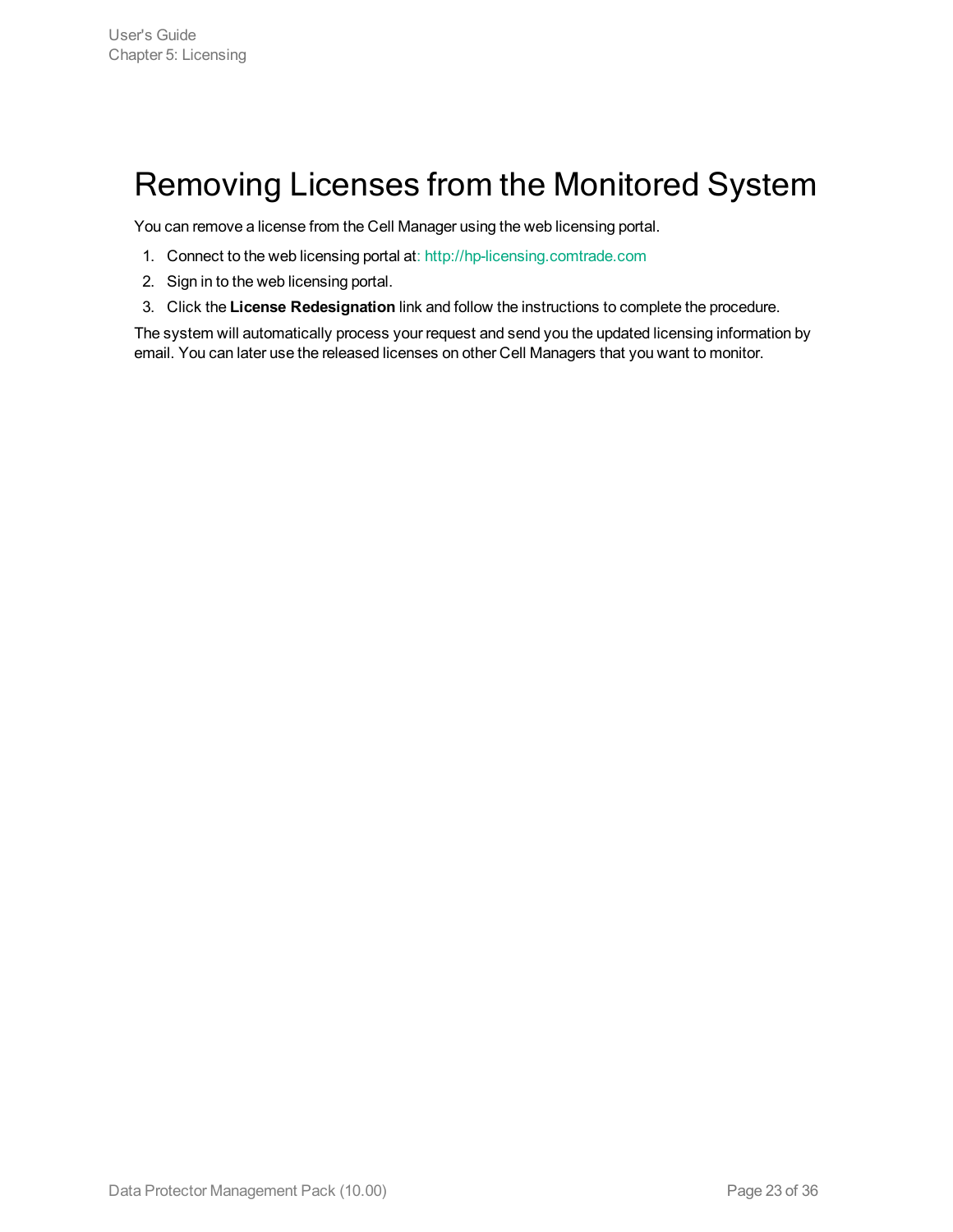# Removing Licenses from the Monitored System

You can remove a license from the Cell Manager using the web licensing portal.

1. Connect to the web licensing portal at: http://hp-licensing.comtrade.com
2. Sign in to the web licensing portal.
3. Click the **License Redesignation** link and follow the instructions to complete the procedure.

The system will automatically process your request and send you the updated licensing information by email. You can later use the released licenses on other Cell Managers that you want to monitor.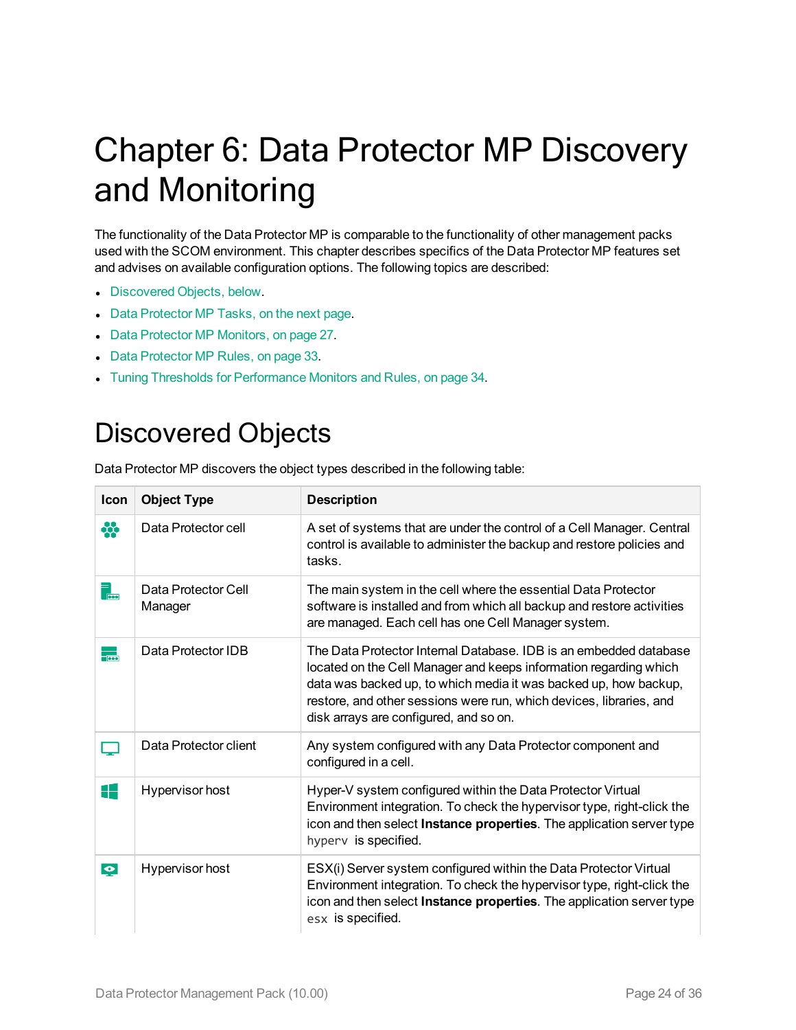# Chapter 6: Data Protector MP Discovery and Monitoring

The functionality of the Data Protector MP is comparable to the functionality of other management packs used with the SCOM environment. This chapter describes specifics of the Data Protector MP features set and advises on available configuration options. The following topics are described:

- Discovered Objects, below.
- Data Protector MP Tasks, on the next page.
- Data Protector MP Monitors, on page 27.
- Data Protector MP Rules, on page 33.
- Tuning Thresholds for Performance Monitors and Rules, on page 34.

## Discovered Objects

Data Protector MP discovers the object types described in the following table:

| Icon | Object Type | Description |
| --- | --- | --- |
| | Data Protector cell | A set of systems that are under the control of a Cell Manager. Central control is available to administer the backup and restore policies and tasks. |
| | Data Protector Cell Manager | The main system in the cell where the essential Data Protector software is installed and from which all backup and restore activities are managed. Each cell has one Cell Manager system. |
| | Data Protector IDB | The Data Protector Internal Database. IDB is an embedded database located on the Cell Manager and keeps information regarding which data was backed up, to which media it was backed up, how backup, restore, and other sessions were run, which devices, libraries, and disk arrays are configured, and so on. |
| | Data Protector client | Any system configured with any Data Protector component and configured in a cell. |
| | Hypervisor host | Hyper-V system configured within the Data Protector Virtual Environment integration. To check the hypervisor type, right-click the icon and then select **Instance properties**. The application server type `hyperv` is specified. |
| | Hypervisor host | ESX(i) Server system configured within the Data Protector Virtual Environment integration. To check the hypervisor type, right-click the icon and then select **Instance properties**. The application server type `esx` is specified. |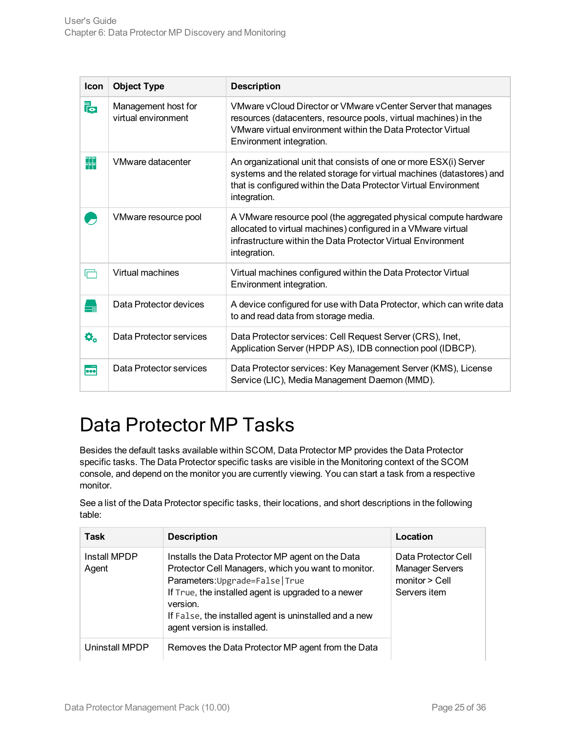| Icon | Object Type | Description |
|---|---|---|
| | Management host for virtual environment | VMware vCloud Director or VMware vCenter Server that manages resources (datacenters, resource pools, virtual machines) in the VMware virtual environment within the Data Protector Virtual Environment integration. |
| | VMware datacenter | An organizational unit that consists of one or more ESX(i) Server systems and the related storage for virtual machines (datastores) and that is configured within the Data Protector Virtual Environment integration. |
| | VMware resource pool | A VMware resource pool (the aggregated physical compute hardware allocated to virtual machines) configured in a VMware virtual infrastructure within the Data Protector Virtual Environment integration. |
| | Virtual machines | Virtual machines configured within the Data Protector Virtual Environment integration. |
| | Data Protector devices | A device configured for use with Data Protector, which can write data to and read data from storage media. |
| | Data Protector services | Data Protector services: Cell Request Server (CRS), Inet, Application Server (HPDP AS), IDB connection pool (IDBCP). |
| | Data Protector services | Data Protector services: Key Management Server (KMS), License Service (LIC), Media Management Daemon (MMD). |

# Data Protector MP Tasks

Besides the default tasks available within SCOM, Data Protector MP provides the Data Protector specific tasks. The Data Protector specific tasks are visible in the Monitoring context of the SCOM console, and depend on the monitor you are currently viewing. You can start a task from a respective monitor.

See a list of the Data Protector specific tasks, their locations, and short descriptions in the following table:

| Task | Description | Location |
|---|---|---|
| Install MPDP Agent | Installs the Data Protector MP agent on the Data Protector Cell Managers, which you want to monitor.<br>Parameters:`Upgrade=False|True`<br>If `True`, the installed agent is upgraded to a newer version.<br>If `False`, the installed agent is uninstalled and a new agent version is installed. | Data Protector Cell Manager Servers monitor > Cell Servers item |
| Uninstall MPDP | Removes the Data Protector MP agent from the Data | |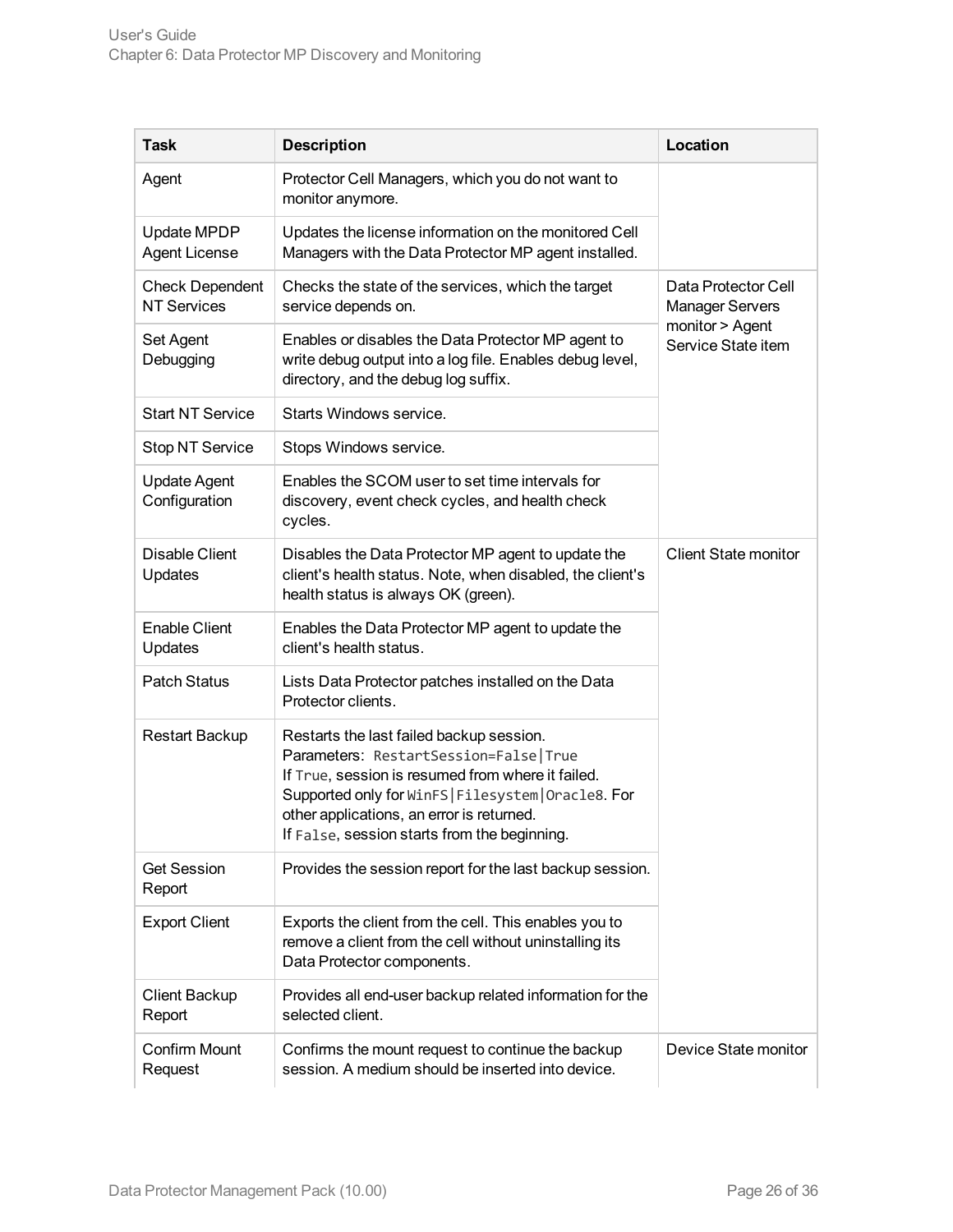| Task | Description | Location |
|---|---|---|
| Agent | Protector Cell Managers, which you do not want to monitor anymore. | |
| Update MPDP Agent License | Updates the license information on the monitored Cell Managers with the Data Protector MP agent installed. | |
| Check Dependent NT Services | Checks the state of the services, which the target service depends on. | Data Protector Cell Manager Servers monitor > Agent Service State item |
| Set Agent Debugging | Enables or disables the Data Protector MP agent to write debug output into a log file. Enables debug level, directory, and the debug log suffix. | |
| Start NT Service | Starts Windows service. | |
| Stop NT Service | Stops Windows service. | |
| Update Agent Configuration | Enables the SCOM user to set time intervals for discovery, event check cycles, and health check cycles. | |
| Disable Client Updates | Disables the Data Protector MP agent to update the client's health status. Note, when disabled, the client's health status is always OK (green). | Client State monitor |
| Enable Client Updates | Enables the Data Protector MP agent to update the client's health status. | |
| Patch Status | Lists Data Protector patches installed on the Data Protector clients. | |
| Restart Backup | Restarts the last failed backup session.<br>Parameters: `RestartSession=False\|True`<br>If `True`, session is resumed from where it failed. Supported only for `WinFS\|Filesystem\|Oracle8`. For other applications, an error is returned.<br>If `False`, session starts from the beginning. | |
| Get Session Report | Provides the session report for the last backup session. | |
| Export Client | Exports the client from the cell. This enables you to remove a client from the cell without uninstalling its Data Protector components. | |
| Client Backup Report | Provides all end-user backup related information for the selected client. | |
| Confirm Mount Request | Confirms the mount request to continue the backup session. A medium should be inserted into device. | Device State monitor |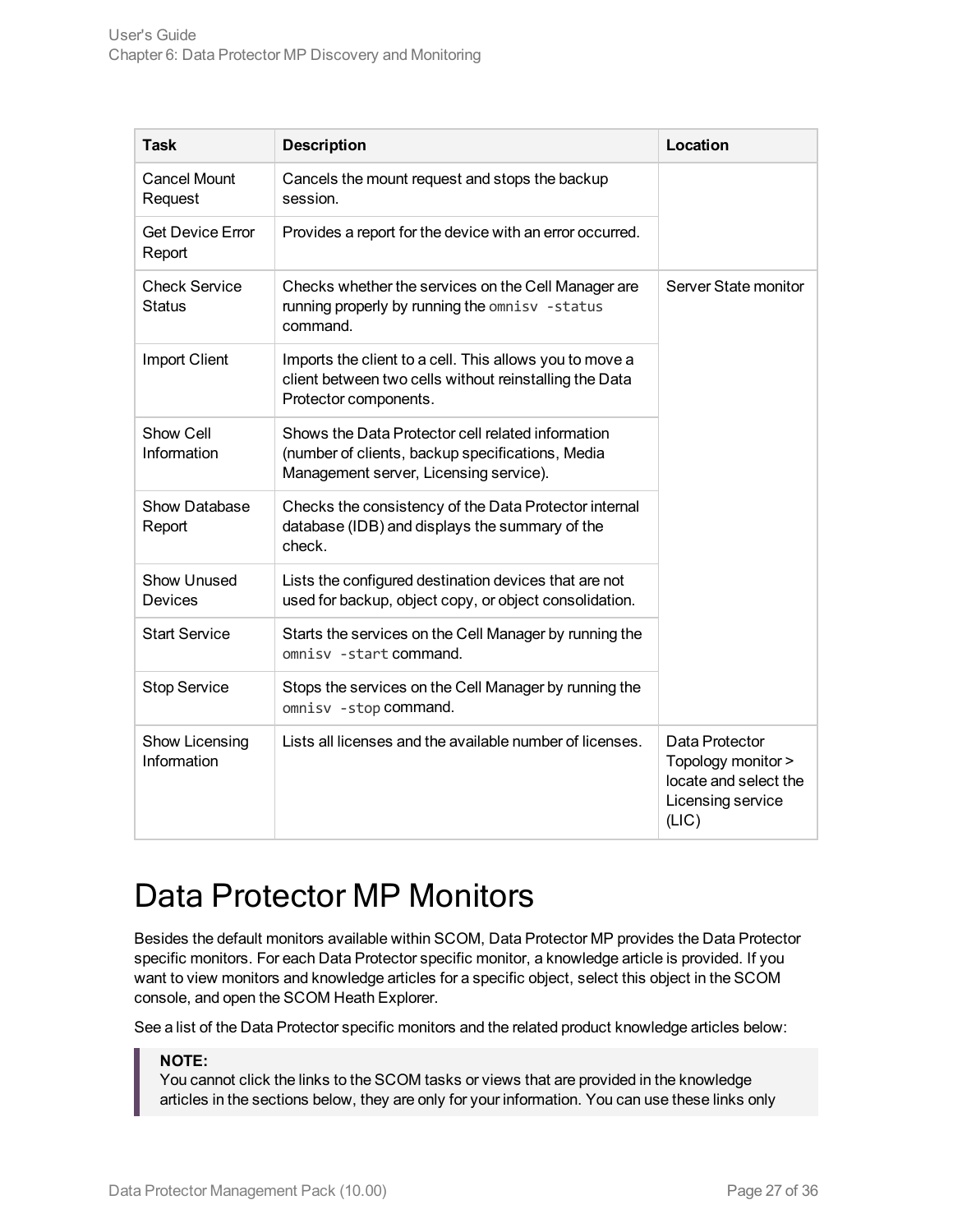| Task | Description | Location |
|---|---|---|
| Cancel Mount Request | Cancels the mount request and stops the backup session. | |
| Get Device Error Report | Provides a report for the device with an error occurred. | |
| Check Service Status | Checks whether the services on the Cell Manager are running properly by running the `omnisv -status` command. | Server State monitor |
| Import Client | Imports the client to a cell. This allows you to move a client between two cells without reinstalling the Data Protector components. | |
| Show Cell Information | Shows the Data Protector cell related information (number of clients, backup specifications, Media Management server, Licensing service). | |
| Show Database Report | Checks the consistency of the Data Protector internal database (IDB) and displays the summary of the check. | |
| Show Unused Devices | Lists the configured destination devices that are not used for backup, object copy, or object consolidation. | |
| Start Service | Starts the services on the Cell Manager by running the `omnisv -start` command. | |
| Stop Service | Stops the services on the Cell Manager by running the `omnisv -stop` command. | |
| Show Licensing Information | Lists all licenses and the available number of licenses. | Data Protector Topology monitor > locate and select the Licensing service (LIC) |

# Data Protector MP Monitors

Besides the default monitors available within SCOM, Data Protector MP provides the Data Protector specific monitors. For each Data Protector specific monitor, a knowledge article is provided. If you want to view monitors and knowledge articles for a specific object, select this object in the SCOM console, and open the SCOM Heath Explorer.

See a list of the Data Protector specific monitors and the related product knowledge articles below:

> **NOTE:**
> You cannot click the links to the SCOM tasks or views that are provided in the knowledge articles in the sections below, they are only for your information. You can use these links only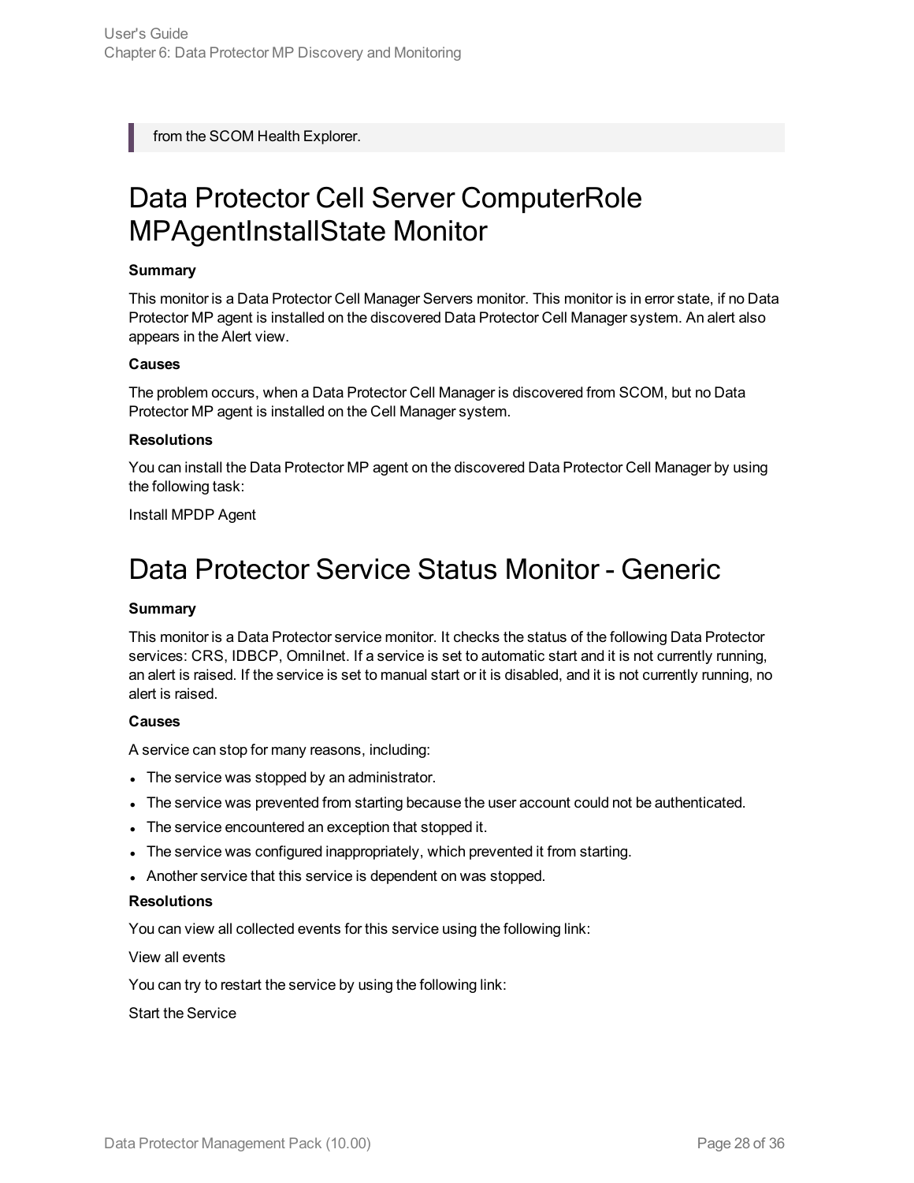> from the SCOM Health Explorer.

# Data Protector Cell Server ComputerRole MPAgentInstallState Monitor

**Summary**

This monitor is a Data Protector Cell Manager Servers monitor. This monitor is in error state, if no Data Protector MP agent is installed on the discovered Data Protector Cell Manager system. An alert also appears in the Alert view.

**Causes**

The problem occurs, when a Data Protector Cell Manager is discovered from SCOM, but no Data Protector MP agent is installed on the Cell Manager system.

**Resolutions**

You can install the Data Protector MP agent on the discovered Data Protector Cell Manager by using the following task:

Install MPDP Agent

# Data Protector Service Status Monitor - Generic

**Summary**

This monitor is a Data Protector service monitor. It checks the status of the following Data Protector services: CRS, IDBCP, OmniInet. If a service is set to automatic start and it is not currently running, an alert is raised. If the service is set to manual start or it is disabled, and it is not currently running, no alert is raised.

**Causes**

A service can stop for many reasons, including:

- The service was stopped by an administrator.
- The service was prevented from starting because the user account could not be authenticated.
- The service encountered an exception that stopped it.
- The service was configured inappropriately, which prevented it from starting.
- Another service that this service is dependent on was stopped.

**Resolutions**

You can view all collected events for this service using the following link:

View all events

You can try to restart the service by using the following link:

Start the Service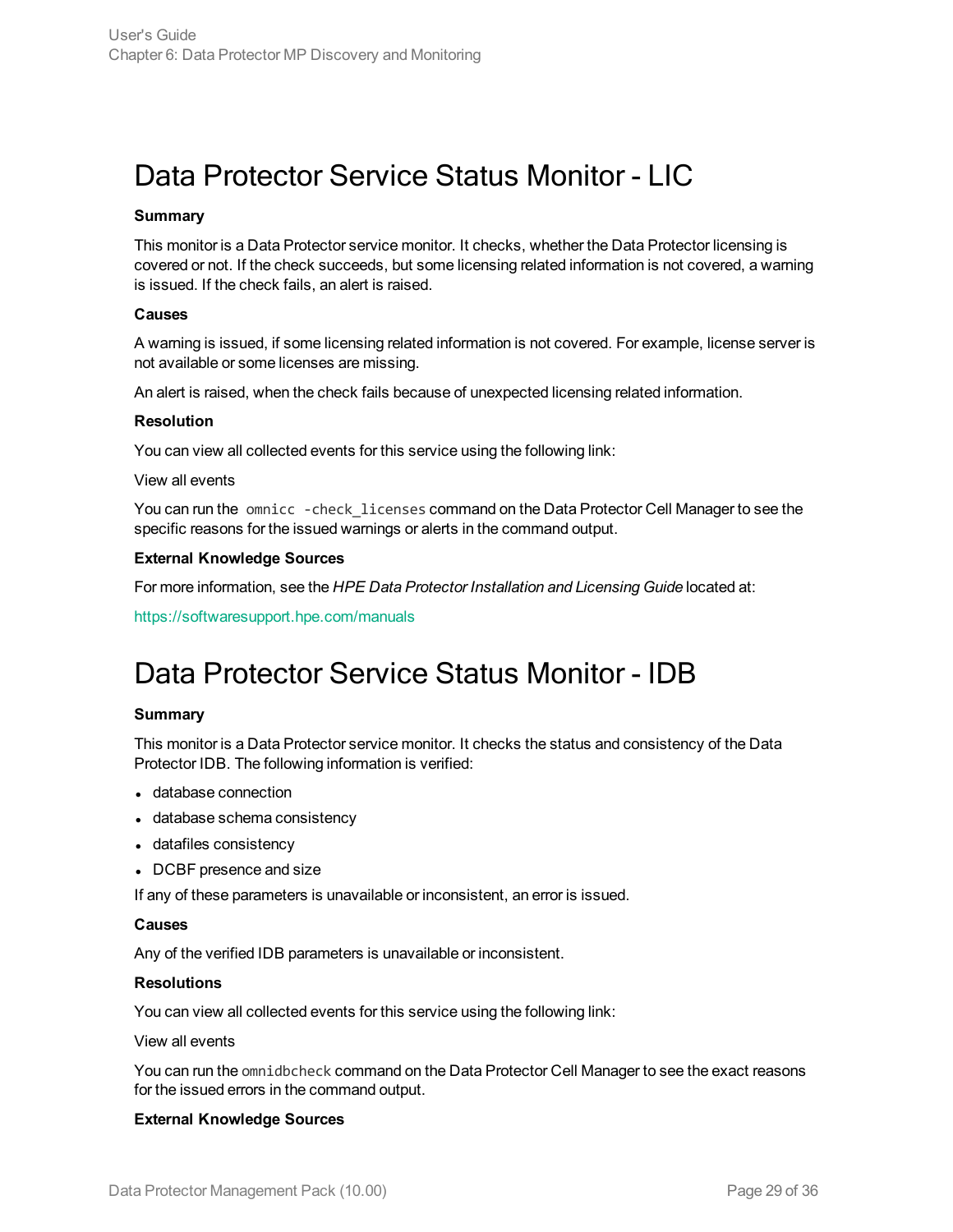# Data Protector Service Status Monitor - LIC

**Summary**

This monitor is a Data Protector service monitor. It checks, whether the Data Protector licensing is covered or not. If the check succeeds, but some licensing related information is not covered, a warning is issued. If the check fails, an alert is raised.

**Causes**

A warning is issued, if some licensing related information is not covered. For example, license server is not available or some licenses are missing.

An alert is raised, when the check fails because of unexpected licensing related information.

**Resolution**

You can view all collected events for this service using the following link:

View all events

You can run the `omnicc -check_licenses` command on the Data Protector Cell Manager to see the specific reasons for the issued warnings or alerts in the command output.

**External Knowledge Sources**

For more information, see the *HPE Data Protector Installation and Licensing Guide* located at:

https://softwaresupport.hpe.com/manuals

# Data Protector Service Status Monitor - IDB

**Summary**

This monitor is a Data Protector service monitor. It checks the status and consistency of the Data Protector IDB. The following information is verified:

- database connection
- database schema consistency
- datafiles consistency
- DCBF presence and size

If any of these parameters is unavailable or inconsistent, an error is issued.

**Causes**

Any of the verified IDB parameters is unavailable or inconsistent.

**Resolutions**

You can view all collected events for this service using the following link:

View all events

You can run the `omnidbcheck` command on the Data Protector Cell Manager to see the exact reasons for the issued errors in the command output.

**External Knowledge Sources**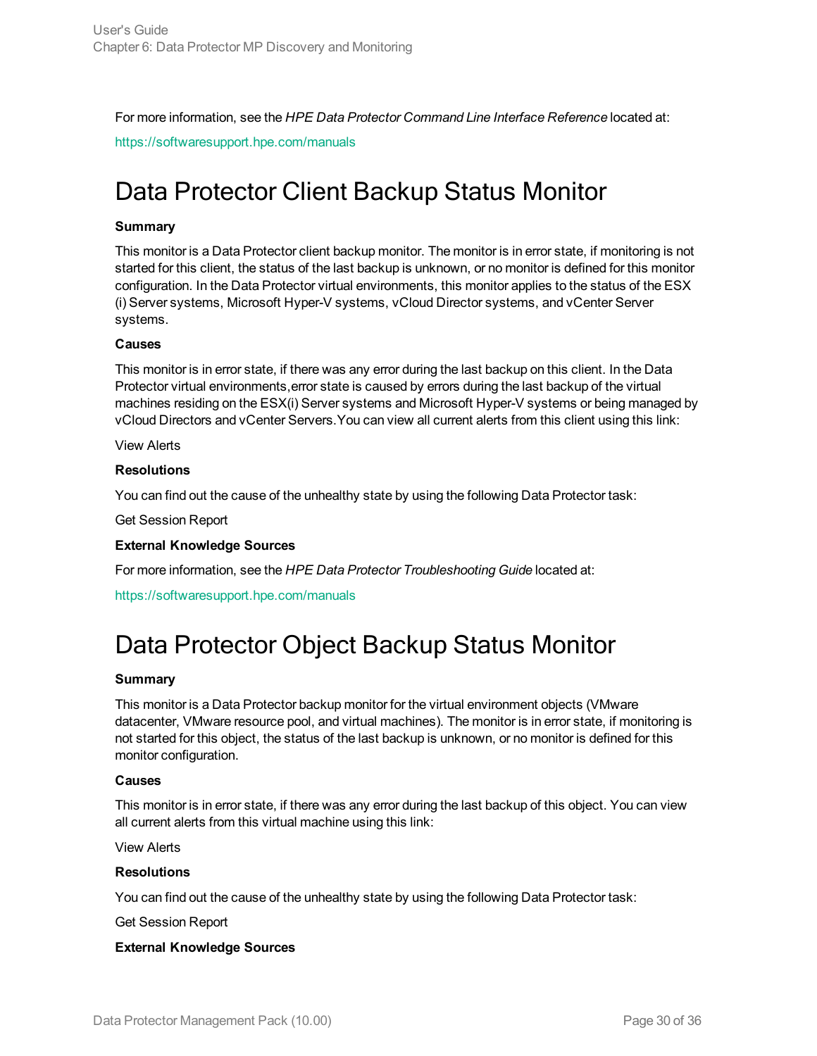For more information, see the *HPE Data Protector Command Line Interface Reference* located at:

https://softwaresupport.hpe.com/manuals

# Data Protector Client Backup Status Monitor

**Summary**

This monitor is a Data Protector client backup monitor. The monitor is in error state, if monitoring is not started for this client, the status of the last backup is unknown, or no monitor is defined for this monitor configuration. In the Data Protector virtual environments, this monitor applies to the status of the ESX (i) Server systems, Microsoft Hyper-V systems, vCloud Director systems, and vCenter Server systems.

**Causes**

This monitor is in error state, if there was any error during the last backup on this client. In the Data Protector virtual environments,error state is caused by errors during the last backup of the virtual machines residing on the ESX(i) Server systems and Microsoft Hyper-V systems or being managed by vCloud Directors and vCenter Servers.You can view all current alerts from this client using this link:

View Alerts

**Resolutions**

You can find out the cause of the unhealthy state by using the following Data Protector task:

Get Session Report

**External Knowledge Sources**

For more information, see the *HPE Data Protector Troubleshooting Guide* located at:

https://softwaresupport.hpe.com/manuals

# Data Protector Object Backup Status Monitor

**Summary**

This monitor is a Data Protector backup monitor for the virtual environment objects (VMware datacenter, VMware resource pool, and virtual machines). The monitor is in error state, if monitoring is not started for this object, the status of the last backup is unknown, or no monitor is defined for this monitor configuration.

**Causes**

This monitor is in error state, if there was any error during the last backup of this object. You can view all current alerts from this virtual machine using this link:

View Alerts

**Resolutions**

You can find out the cause of the unhealthy state by using the following Data Protector task:

Get Session Report

**External Knowledge Sources**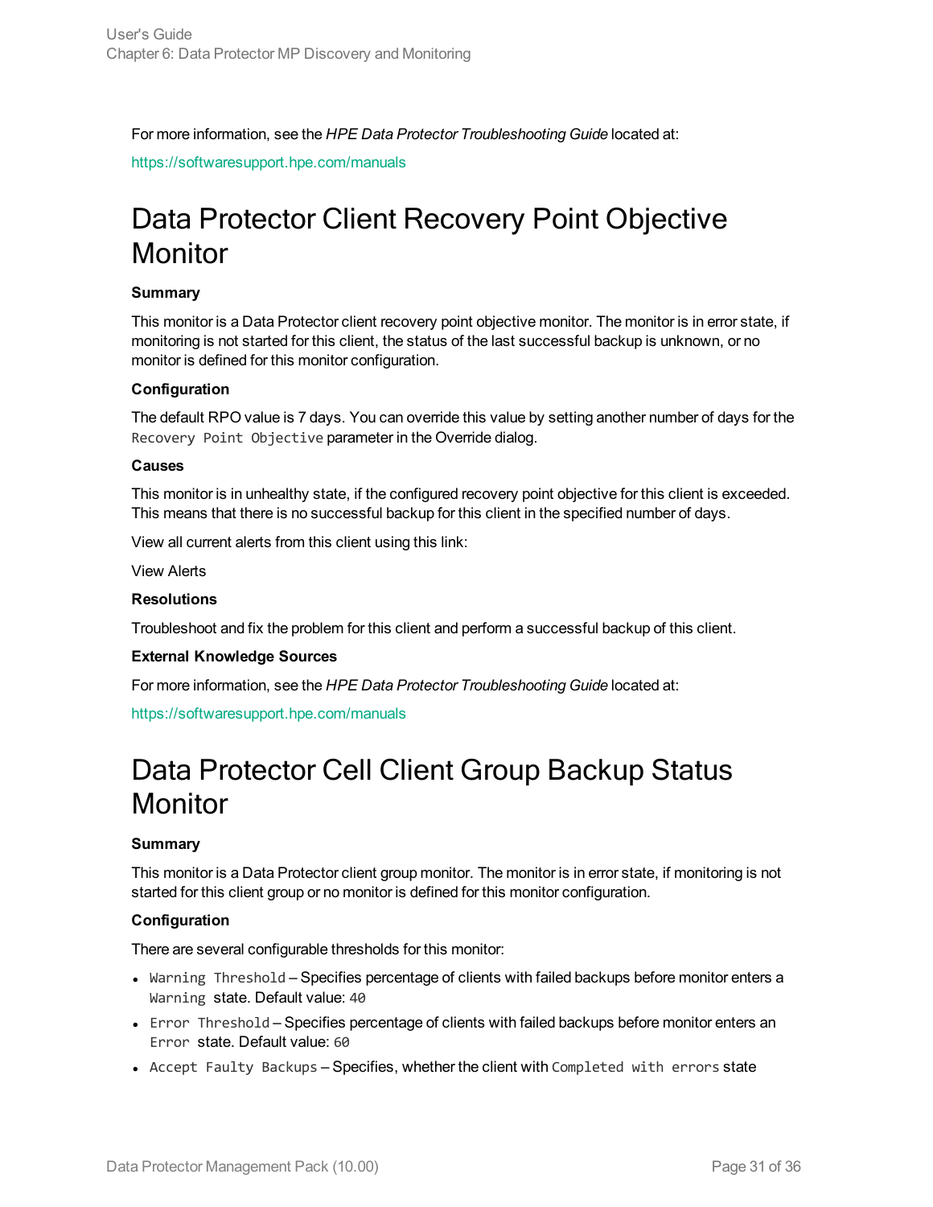For more information, see the *HPE Data Protector Troubleshooting Guide* located at:

https://softwaresupport.hpe.com/manuals

# Data Protector Client Recovery Point Objective Monitor

**Summary**

This monitor is a Data Protector client recovery point objective monitor. The monitor is in error state, if monitoring is not started for this client, the status of the last successful backup is unknown, or no monitor is defined for this monitor configuration.

**Configuration**

The default RPO value is 7 days. You can override this value by setting another number of days for the `Recovery Point Objective` parameter in the Override dialog.

**Causes**

This monitor is in unhealthy state, if the configured recovery point objective for this client is exceeded. This means that there is no successful backup for this client in the specified number of days.

View all current alerts from this client using this link:

View Alerts

**Resolutions**

Troubleshoot and fix the problem for this client and perform a successful backup of this client.

**External Knowledge Sources**

For more information, see the *HPE Data Protector Troubleshooting Guide* located at:

https://softwaresupport.hpe.com/manuals

# Data Protector Cell Client Group Backup Status Monitor

**Summary**

This monitor is a Data Protector client group monitor. The monitor is in error state, if monitoring is not started for this client group or no monitor is defined for this monitor configuration.

**Configuration**

There are several configurable thresholds for this monitor:

- `Warning Threshold` – Specifies percentage of clients with failed backups before monitor enters a `Warning` state. Default value: `40`
- `Error Threshold` – Specifies percentage of clients with failed backups before monitor enters an `Error` state. Default value: `60`
- `Accept Faulty Backups` – Specifies, whether the client with `Completed with errors` state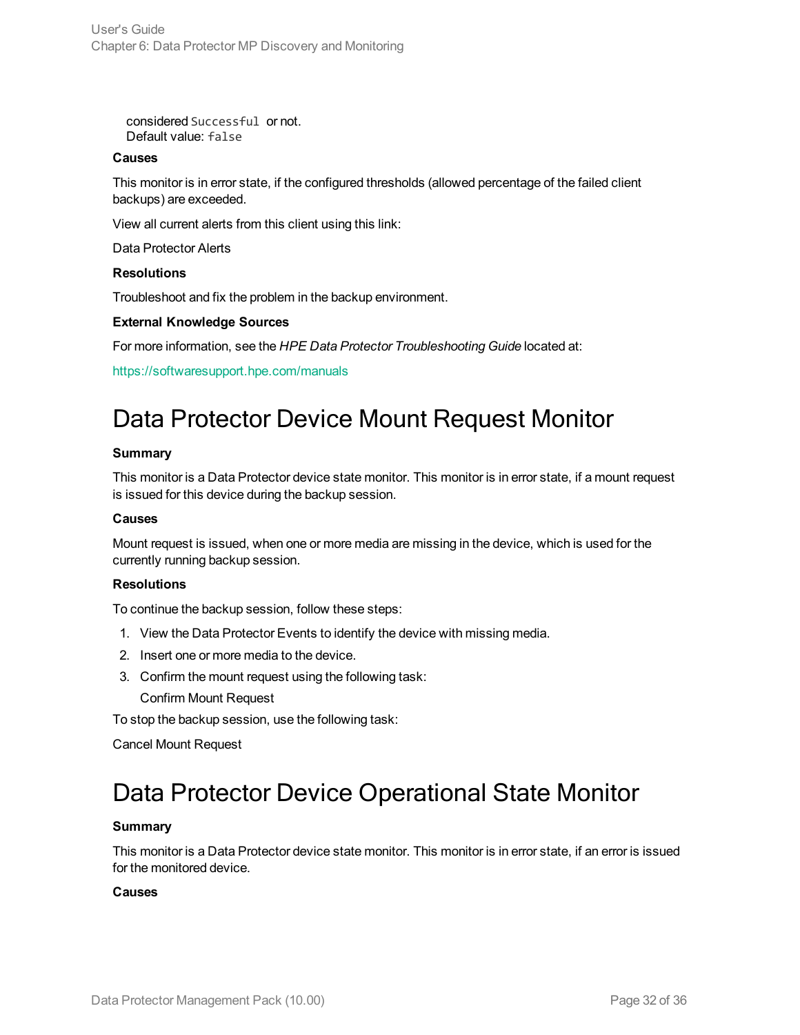considered `Successful` or not.
Default value: `false`

**Causes**

This monitor is in error state, if the configured thresholds (allowed percentage of the failed client backups) are exceeded.

View all current alerts from this client using this link:

Data Protector Alerts

**Resolutions**

Troubleshoot and fix the problem in the backup environment.

**External Knowledge Sources**

For more information, see the *HPE Data Protector Troubleshooting Guide* located at:

https://softwaresupport.hpe.com/manuals

# Data Protector Device Mount Request Monitor

**Summary**

This monitor is a Data Protector device state monitor. This monitor is in error state, if a mount request is issued for this device during the backup session.

**Causes**

Mount request is issued, when one or more media are missing in the device, which is used for the currently running backup session.

**Resolutions**

To continue the backup session, follow these steps:

1. View the Data Protector Events to identify the device with missing media.
2. Insert one or more media to the device.
3. Confirm the mount request using the following task:
   Confirm Mount Request

To stop the backup session, use the following task:

Cancel Mount Request

# Data Protector Device Operational State Monitor

**Summary**

This monitor is a Data Protector device state monitor. This monitor is in error state, if an error is issued for the monitored device.

**Causes**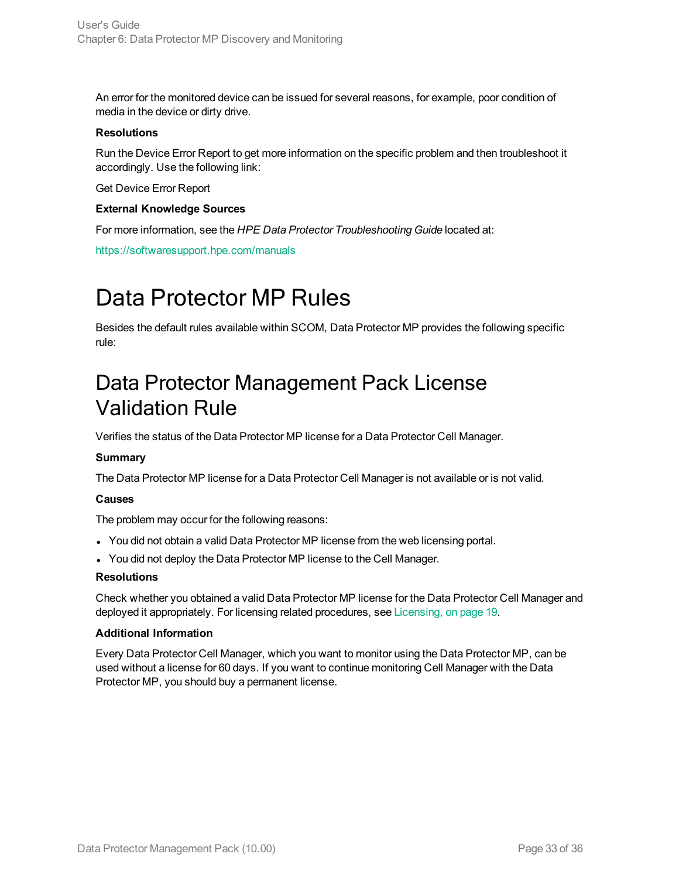An error for the monitored device can be issued for several reasons, for example, poor condition of media in the device or dirty drive.

**Resolutions**

Run the Device Error Report to get more information on the specific problem and then troubleshoot it accordingly. Use the following link:

Get Device Error Report

**External Knowledge Sources**

For more information, see the *HPE Data Protector Troubleshooting Guide* located at:

https://softwaresupport.hpe.com/manuals

# Data Protector MP Rules

Besides the default rules available within SCOM, Data Protector MP provides the following specific rule:

## Data Protector Management Pack License Validation Rule

Verifies the status of the Data Protector MP license for a Data Protector Cell Manager.

**Summary**

The Data Protector MP license for a Data Protector Cell Manager is not available or is not valid.

**Causes**

The problem may occur for the following reasons:

- You did not obtain a valid Data Protector MP license from the web licensing portal.
- You did not deploy the Data Protector MP license to the Cell Manager.

**Resolutions**

Check whether you obtained a valid Data Protector MP license for the Data Protector Cell Manager and deployed it appropriately. For licensing related procedures, see Licensing, on page 19.

**Additional Information**

Every Data Protector Cell Manager, which you want to monitor using the Data Protector MP, can be used without a license for 60 days. If you want to continue monitoring Cell Manager with the Data Protector MP, you should buy a permanent license.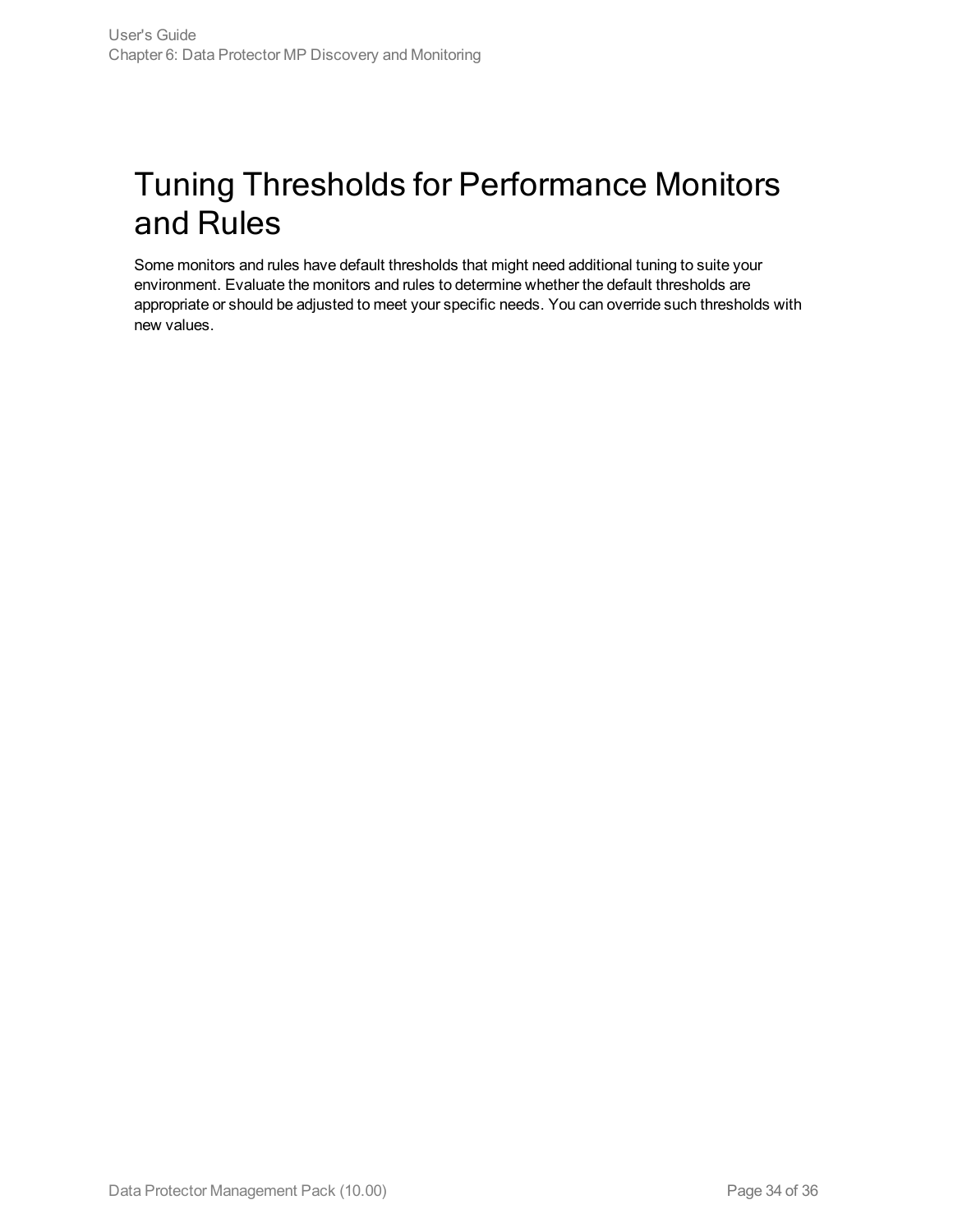# Tuning Thresholds for Performance Monitors and Rules

Some monitors and rules have default thresholds that might need additional tuning to suite your environment. Evaluate the monitors and rules to determine whether the default thresholds are appropriate or should be adjusted to meet your specific needs. You can override such thresholds with new values.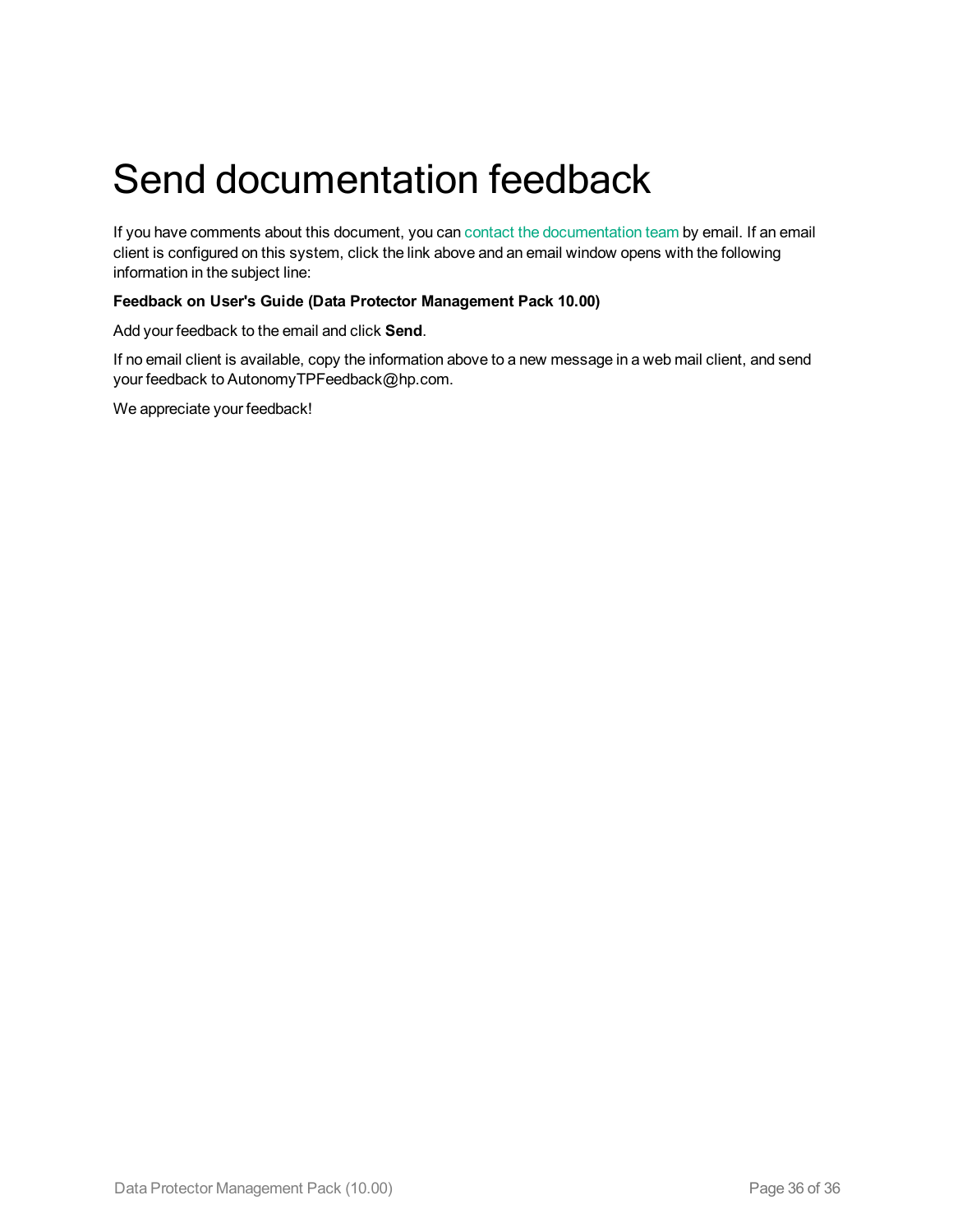# Send documentation feedback

If you have comments about this document, you can contact the documentation team by email. If an email client is configured on this system, click the link above and an email window opens with the following information in the subject line:

**Feedback on User's Guide (Data Protector Management Pack 10.00)**

Add your feedback to the email and click **Send**.

If no email client is available, copy the information above to a new message in a web mail client, and send your feedback to AutonomyTPFeedback@hp.com.

We appreciate your feedback!